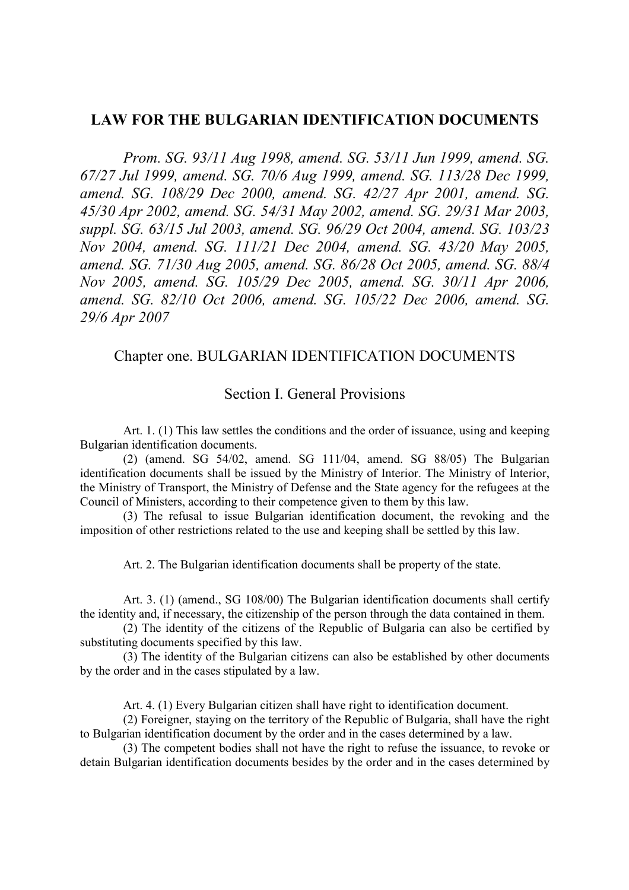# LAW FOR THE BULGARIAN IDENTIFICATION DOCUMENTS

*Prom. SG. 93/11 Aug 1998, amend. SG. 53/11 Jun 1999, amend. SG. 67/27 Jul 1999, amend. SG. 70/6 Aug 1999, amend. SG. 113/28 Dec 1999, amend. SG. 108/29 Dec 2000, amend. SG. 42/27 Apr 2001, amend. SG. 45/30 Apr 2002, amend. SG. 54/31 May 2002, amend. SG. 29/31 Mar 2003, suppl. SG. 63/15 Jul 2003, amend. SG. 96/29 Oct 2004, amend. SG. 103/23 Nov 2004, amend. SG. 111/21 Dec 2004, amend. SG. 43/20 May 2005, amend. SG. 71/30 Aug 2005, amend. SG. 86/28 Oct 2005, amend. SG. 88/4 Nov 2005, amend. SG. 105/29 Dec 2005, amend. SG. 30/11 Apr 2006, amend. SG. 82/10 Oct 2006, amend. SG. 105/22 Dec 2006, amend. SG. 29/6 Apr 2007*

## Chapter one. BULGARIAN IDENTIFICATION DOCUMENTS

### Section I. General Provisions

Art. 1. (1) This law settles the conditions and the order of issuance, using and keeping Bulgarian identification documents.

(2) (amend. SG 54/02, amend. SG 111/04, amend. SG 88/05) The Bulgarian identification documents shall be issued by the Ministry of Interior. The Ministry of Interior, the Ministry of Transport, the Ministry of Defense and the State agency for the refugees at the Council of Ministers, according to their competence given to them by this law.

(3) The refusal to issue Bulgarian identification document, the revoking and the imposition of other restrictions related to the use and keeping shall be settled by this law.

Art. 2. The Bulgarian identification documents shall be property of the state.

Art. 3. (1) (amend., SG 108/00) The Bulgarian identification documents shall certify the identity and, if necessary, the citizenship of the person through the data contained in them.

(2) The identity of the citizens of the Republic of Bulgaria can also be certified by substituting documents specified by this law.

(3) The identity of the Bulgarian citizens can also be established by other documents by the order and in the cases stipulated by a law.

Art. 4. (1) Every Bulgarian citizen shall have right to identification document.

(2) Foreigner, staying on the territory of the Republic of Bulgaria, shall have the right to Bulgarian identification document by the order and in the cases determined by a law.

(3) The competent bodies shall not have the right to refuse the issuance, to revoke or detain Bulgarian identification documents besides by the order and in the cases determined by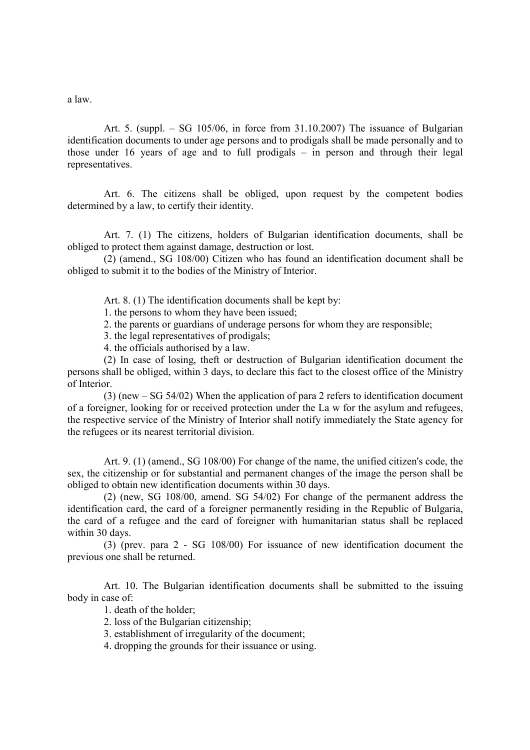a law.

Art. 5. (suppl. – SG 105/06, in force from 31.10.2007) The issuance of Bulgarian identification documents to under age persons and to prodigals shall be made personally and to those under 16 years of age and to full prodigals – in person and through their legal representatives.

Art. 6. The citizens shall be obliged, upon request by the competent bodies determined by a law, to certify their identity.

Art. 7. (1) The citizens, holders of Bulgarian identification documents, shall be obliged to protect them against damage, destruction or lost.

(2) (amend., SG 108/00) Citizen who has found an identification document shall be obliged to submit it to the bodies of the Ministry of Interior.

Art. 8. (1) The identification documents shall be kept by:

1. the persons to whom they have been issued;
2. the parents or guardians of underage persons for whom they are responsible;
3. the legal representatives of prodigals;
4. the officials authorised by a law.

(2) In case of losing, theft or destruction of Bulgarian identification document the persons shall be obliged, within 3 days, to declare this fact to the closest office of the Ministry of Interior.

(3) (new – SG 54/02) When the application of para 2 refers to identification document of a foreigner, looking for or received protection under the La w for the asylum and refugees, the respective service of the Ministry of Interior shall notify immediately the State agency for the refugees or its nearest territorial division.

Art. 9. (1) (amend., SG 108/00) For change of the name, the unified citizen's code, the sex, the citizenship or for substantial and permanent changes of the image the person shall be obliged to obtain new identification documents within 30 days.

(2) (new, SG 108/00, amend. SG 54/02) For change of the permanent address the identification card, the card of a foreigner permanently residing in the Republic of Bulgaria, the card of a refugee and the card of foreigner with humanitarian status shall be replaced within 30 days.

(3) (prev. para 2 - SG 108/00) For issuance of new identification document the previous one shall be returned.

Art. 10. The Bulgarian identification documents shall be submitted to the issuing body in case of:

1. death of the holder;
2. loss of the Bulgarian citizenship;
3. establishment of irregularity of the document;
4. dropping the grounds for their issuance or using.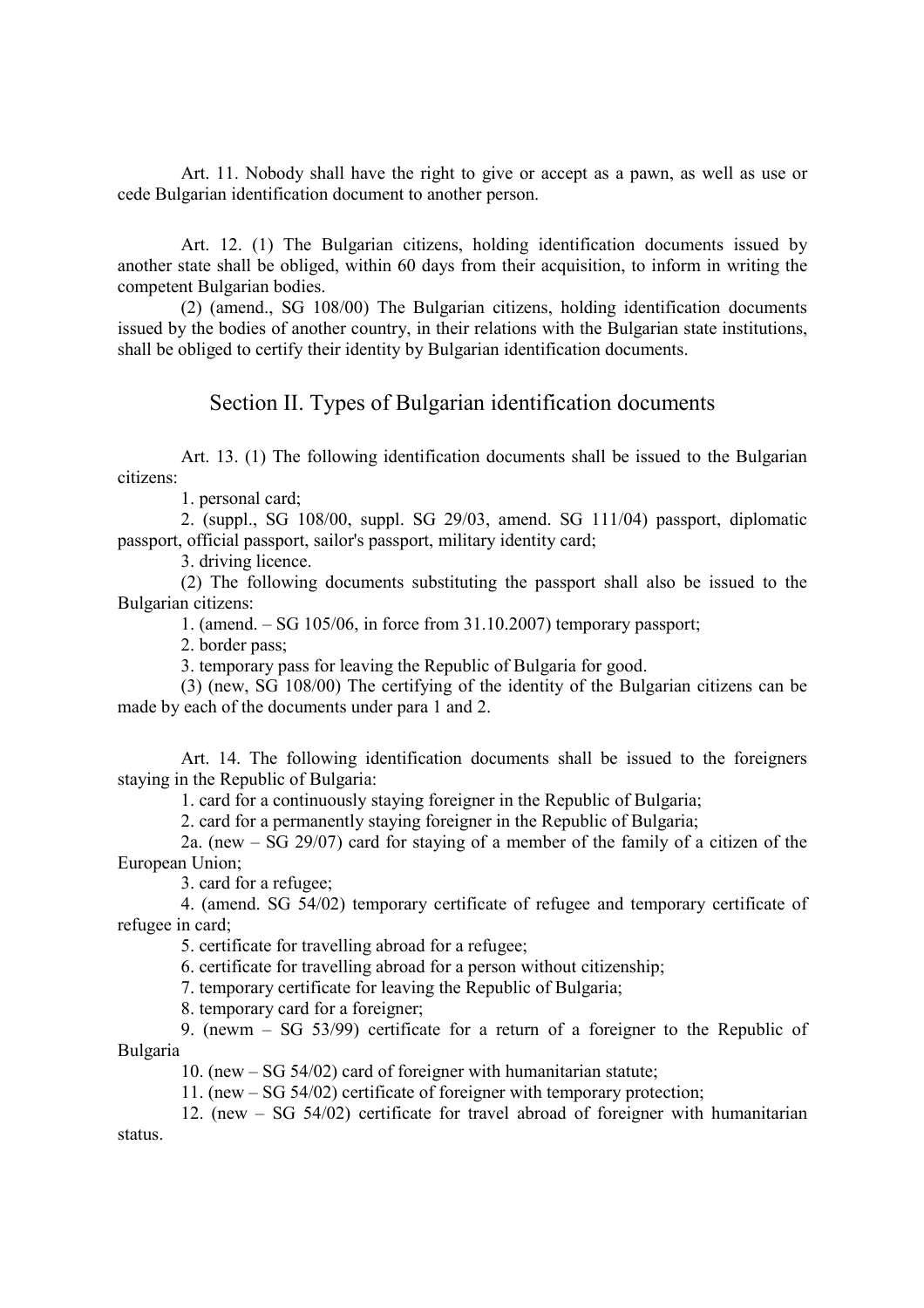Art. 11. Nobody shall have the right to give or accept as a pawn, as well as use or cede Bulgarian identification document to another person.

Art. 12. (1) The Bulgarian citizens, holding identification documents issued by another state shall be obliged, within 60 days from their acquisition, to inform in writing the competent Bulgarian bodies.

(2) (amend., SG 108/00) The Bulgarian citizens, holding identification documents issued by the bodies of another country, in their relations with the Bulgarian state institutions, shall be obliged to certify their identity by Bulgarian identification documents.

## Section II. Types of Bulgarian identification documents

Art. 13. (1) The following identification documents shall be issued to the Bulgarian citizens:

1. personal card;

2. (suppl., SG 108/00, suppl. SG 29/03, amend. SG 111/04) passport, diplomatic passport, official passport, sailor's passport, military identity card;

3. driving licence.

(2) The following documents substituting the passport shall also be issued to the Bulgarian citizens:

1. (amend. – SG 105/06, in force from 31.10.2007) temporary passport;

2. border pass;

3. temporary pass for leaving the Republic of Bulgaria for good.

(3) (new, SG 108/00) The certifying of the identity of the Bulgarian citizens can be made by each of the documents under para 1 and 2.

Art. 14. The following identification documents shall be issued to the foreigners staying in the Republic of Bulgaria:

1. card for a continuously staying foreigner in the Republic of Bulgaria;

2. card for a permanently staying foreigner in the Republic of Bulgaria;

2a. (new – SG 29/07) card for staying of a member of the family of a citizen of the European Union;

3. card for a refugee;

4. (amend. SG 54/02) temporary certificate of refugee and temporary certificate of refugee in card;

5. certificate for travelling abroad for a refugee;

6. certificate for travelling abroad for a person without citizenship;

7. temporary certificate for leaving the Republic of Bulgaria;

8. temporary card for a foreigner;

9. (newm – SG 53/99) certificate for a return of a foreigner to the Republic of Bulgaria

10. (new – SG 54/02) card of foreigner with humanitarian statute;

11. (new – SG 54/02) certificate of foreigner with temporary protection;

12. (new – SG 54/02) certificate for travel abroad of foreigner with humanitarian status.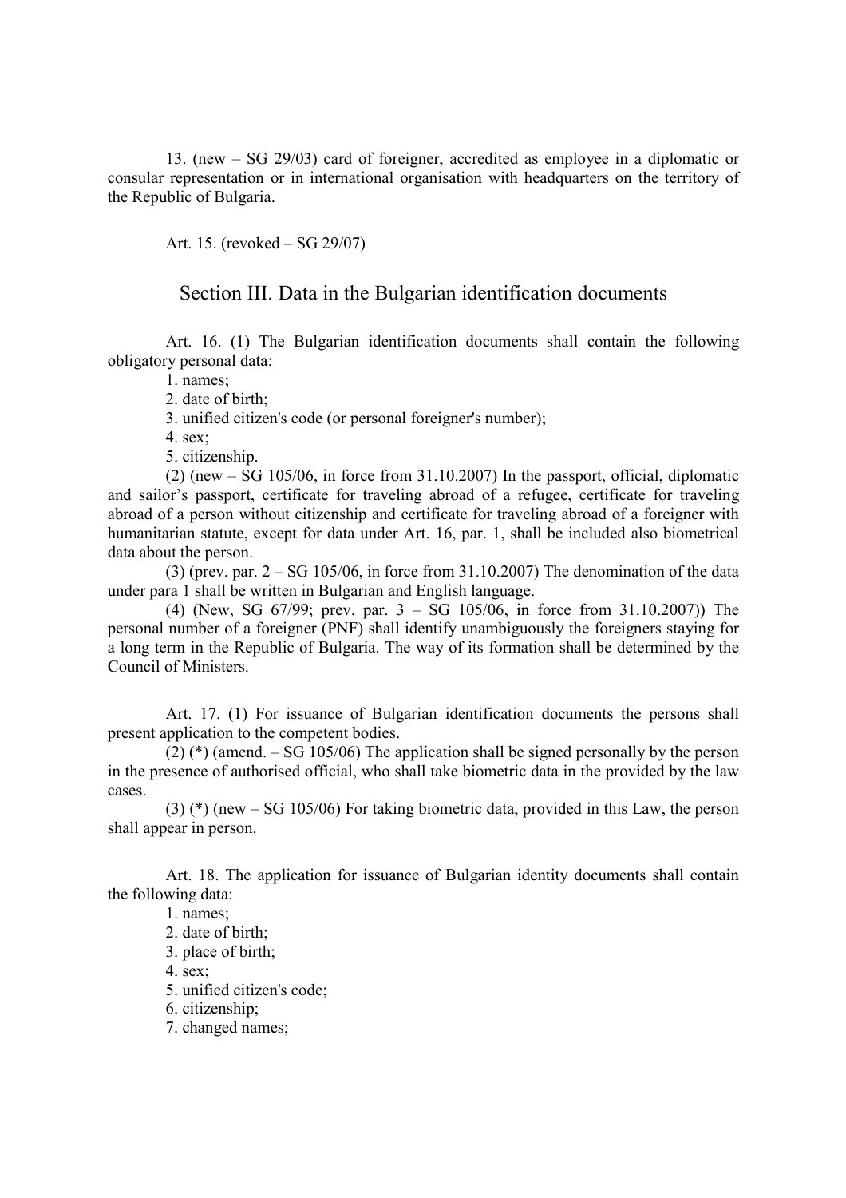13. (new – SG 29/03) card of foreigner, accredited as employee in a diplomatic or consular representation or in international organisation with headquarters on the territory of the Republic of Bulgaria.

Art. 15. (revoked – SG 29/07)

## Section III. Data in the Bulgarian identification documents

Art. 16. (1) The Bulgarian identification documents shall contain the following obligatory personal data:

1. names;
2. date of birth;
3. unified citizen's code (or personal foreigner's number);
4. sex;
5. citizenship.

(2) (new – SG 105/06, in force from 31.10.2007) In the passport, official, diplomatic and sailor's passport, certificate for traveling abroad of a refugee, certificate for traveling abroad of a person without citizenship and certificate for traveling abroad of a foreigner with humanitarian statute, except for data under Art. 16, par. 1, shall be included also biometrical data about the person.

(3) (prev. par. 2 – SG 105/06, in force from 31.10.2007) The denomination of the data under para 1 shall be written in Bulgarian and English language.

(4) (New, SG 67/99; prev. par. 3 – SG 105/06, in force from 31.10.2007)) The personal number of a foreigner (PNF) shall identify unambiguously the foreigners staying for a long term in the Republic of Bulgaria. The way of its formation shall be determined by the Council of Ministers.

Art. 17. (1) For issuance of Bulgarian identification documents the persons shall present application to the competent bodies.

(2) (*) (amend. – SG 105/06) The application shall be signed personally by the person in the presence of authorised official, who shall take biometric data in the provided by the law cases.

(3) (*) (new – SG 105/06) For taking biometric data, provided in this Law, the person shall appear in person.

Art. 18. The application for issuance of Bulgarian identity documents shall contain the following data:

1. names;
2. date of birth;
3. place of birth;
4. sex;
5. unified citizen's code;
6. citizenship;
7. changed names;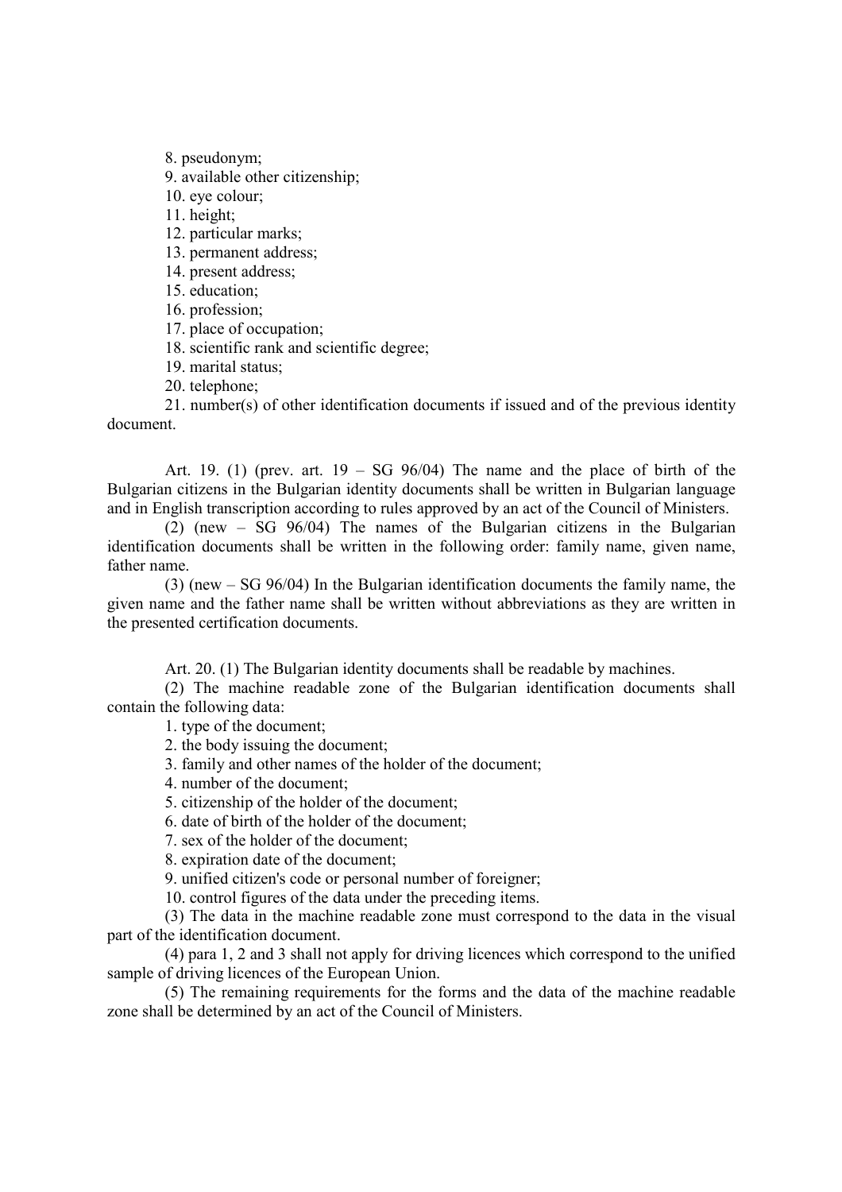8. pseudonym;
9. available other citizenship;
10. eye colour;
11. height;
12. particular marks;
13. permanent address;
14. present address;
15. education;
16. profession;
17. place of occupation;
18. scientific rank and scientific degree;
19. marital status;
20. telephone;
21. number(s) of other identification documents if issued and of the previous identity document.

Art. 19. (1) (prev. art. 19 – SG 96/04) The name and the place of birth of the Bulgarian citizens in the Bulgarian identity documents shall be written in Bulgarian language and in English transcription according to rules approved by an act of the Council of Ministers.

(2) (new – SG 96/04) The names of the Bulgarian citizens in the Bulgarian identification documents shall be written in the following order: family name, given name, father name.

(3) (new – SG 96/04) In the Bulgarian identification documents the family name, the given name and the father name shall be written without abbreviations as they are written in the presented certification documents.

Art. 20. (1) The Bulgarian identity documents shall be readable by machines.

(2) The machine readable zone of the Bulgarian identification documents shall contain the following data:

1. type of the document;
2. the body issuing the document;
3. family and other names of the holder of the document;
4. number of the document;
5. citizenship of the holder of the document;
6. date of birth of the holder of the document;
7. sex of the holder of the document;
8. expiration date of the document;
9. unified citizen's code or personal number of foreigner;
10. control figures of the data under the preceding items.

(3) The data in the machine readable zone must correspond to the data in the visual part of the identification document.

(4) para 1, 2 and 3 shall not apply for driving licences which correspond to the unified sample of driving licences of the European Union.

(5) The remaining requirements for the forms and the data of the machine readable zone shall be determined by an act of the Council of Ministers.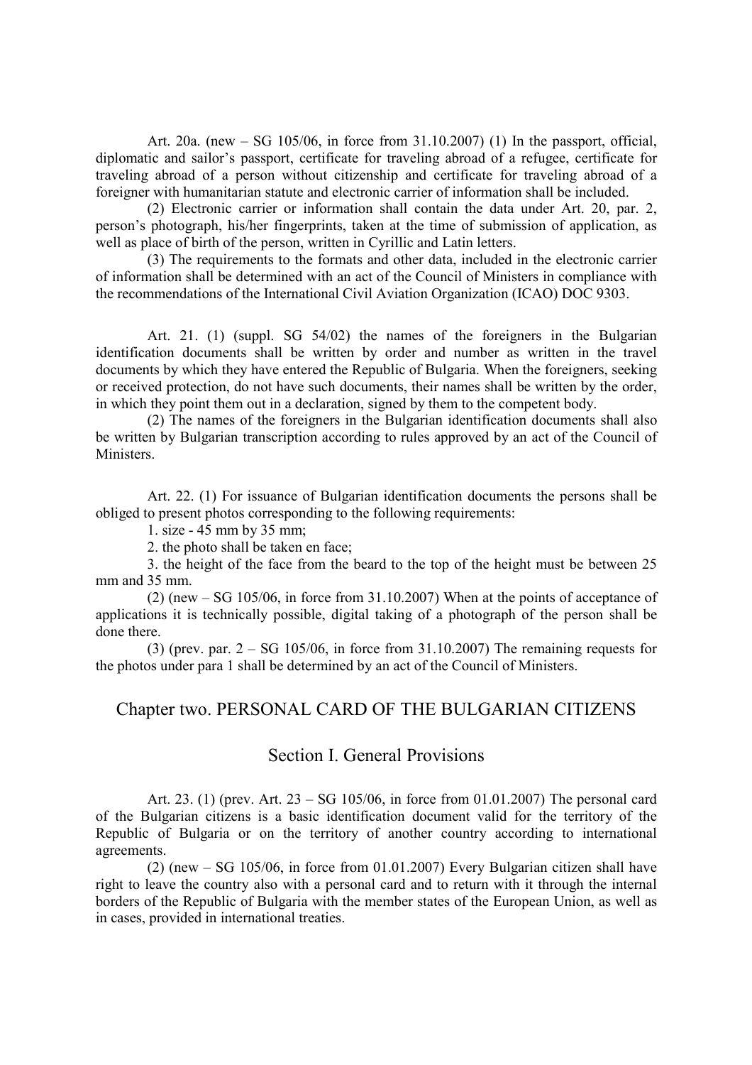Art. 20a. (new – SG 105/06, in force from 31.10.2007) (1) In the passport, official, diplomatic and sailor's passport, certificate for traveling abroad of a refugee, certificate for traveling abroad of a person without citizenship and certificate for traveling abroad of a foreigner with humanitarian statute and electronic carrier of information shall be included.

(2) Electronic carrier or information shall contain the data under Art. 20, par. 2, person's photograph, his/her fingerprints, taken at the time of submission of application, as well as place of birth of the person, written in Cyrillic and Latin letters.

(3) The requirements to the formats and other data, included in the electronic carrier of information shall be determined with an act of the Council of Ministers in compliance with the recommendations of the International Civil Aviation Organization (ICAO) DOC 9303.

Art. 21. (1) (suppl. SG 54/02) the names of the foreigners in the Bulgarian identification documents shall be written by order and number as written in the travel documents by which they have entered the Republic of Bulgaria. When the foreigners, seeking or received protection, do not have such documents, their names shall be written by the order, in which they point them out in a declaration, signed by them to the competent body.

(2) The names of the foreigners in the Bulgarian identification documents shall also be written by Bulgarian transcription according to rules approved by an act of the Council of Ministers.

Art. 22. (1) For issuance of Bulgarian identification documents the persons shall be obliged to present photos corresponding to the following requirements:

1. size - 45 mm by 35 mm;

2. the photo shall be taken en face;

3. the height of the face from the beard to the top of the height must be between 25 mm and 35 mm.

(2) (new – SG 105/06, in force from 31.10.2007) When at the points of acceptance of applications it is technically possible, digital taking of a photograph of the person shall be done there.

(3) (prev. par. 2 – SG 105/06, in force from 31.10.2007) The remaining requests for the photos under para 1 shall be determined by an act of the Council of Ministers.

## Chapter two. PERSONAL CARD OF THE BULGARIAN CITIZENS

### Section I. General Provisions

Art. 23. (1) (prev. Art. 23 – SG 105/06, in force from 01.01.2007) The personal card of the Bulgarian citizens is a basic identification document valid for the territory of the Republic of Bulgaria or on the territory of another country according to international agreements.

(2) (new – SG 105/06, in force from 01.01.2007) Every Bulgarian citizen shall have right to leave the country also with a personal card and to return with it through the internal borders of the Republic of Bulgaria with the member states of the European Union, as well as in cases, provided in international treaties.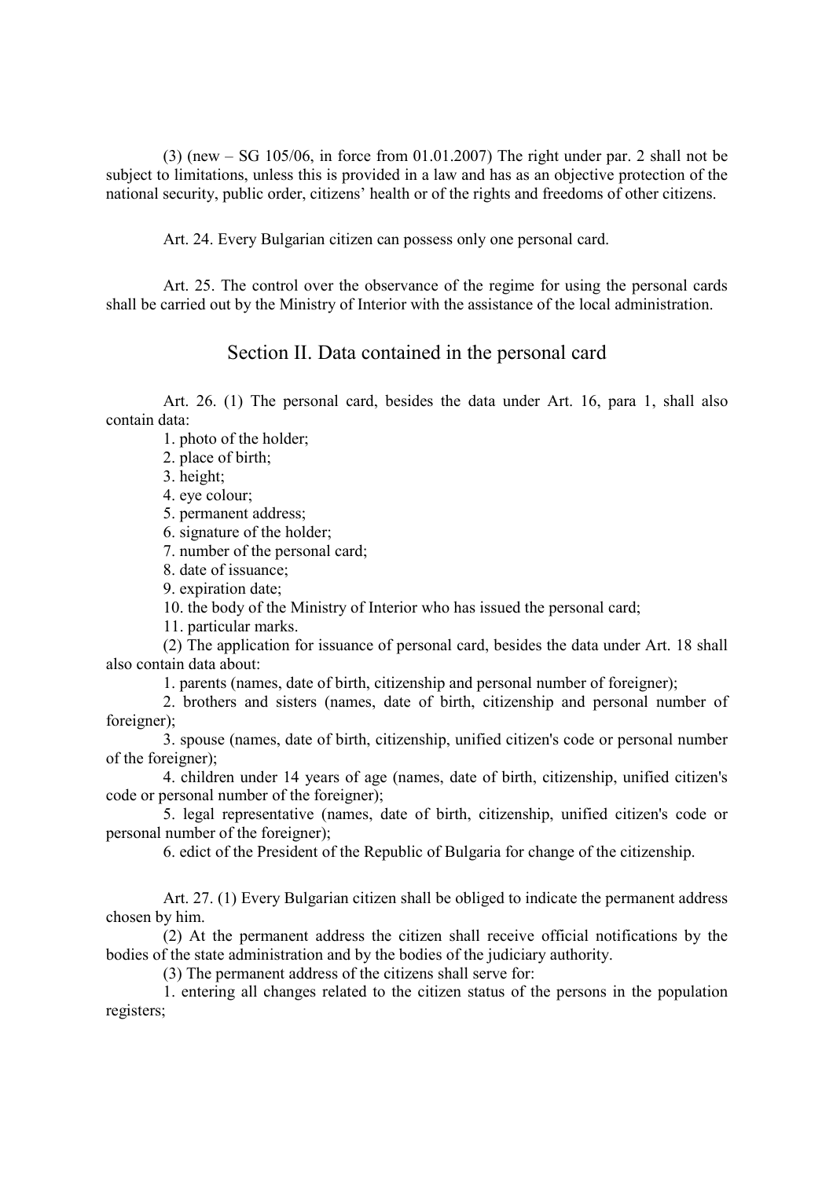(3) (new – SG 105/06, in force from 01.01.2007) The right under par. 2 shall not be subject to limitations, unless this is provided in a law and has as an objective protection of the national security, public order, citizens' health or of the rights and freedoms of other citizens.

Art. 24. Every Bulgarian citizen can possess only one personal card.

Art. 25. The control over the observance of the regime for using the personal cards shall be carried out by the Ministry of Interior with the assistance of the local administration.

## Section II. Data contained in the personal card

Art. 26. (1) The personal card, besides the data under Art. 16, para 1, shall also contain data:

1. photo of the holder;
2. place of birth;
3. height;
4. eye colour;
5. permanent address;
6. signature of the holder;
7. number of the personal card;
8. date of issuance;
9. expiration date;
10. the body of the Ministry of Interior who has issued the personal card;
11. particular marks.

(2) The application for issuance of personal card, besides the data under Art. 18 shall also contain data about:

1. parents (names, date of birth, citizenship and personal number of foreigner);
2. brothers and sisters (names, date of birth, citizenship and personal number of foreigner);
3. spouse (names, date of birth, citizenship, unified citizen's code or personal number of the foreigner);
4. children under 14 years of age (names, date of birth, citizenship, unified citizen's code or personal number of the foreigner);
5. legal representative (names, date of birth, citizenship, unified citizen's code or personal number of the foreigner);
6. edict of the President of the Republic of Bulgaria for change of the citizenship.

Art. 27. (1) Every Bulgarian citizen shall be obliged to indicate the permanent address chosen by him.

(2) At the permanent address the citizen shall receive official notifications by the bodies of the state administration and by the bodies of the judiciary authority.

(3) The permanent address of the citizens shall serve for:

1. entering all changes related to the citizen status of the persons in the population registers;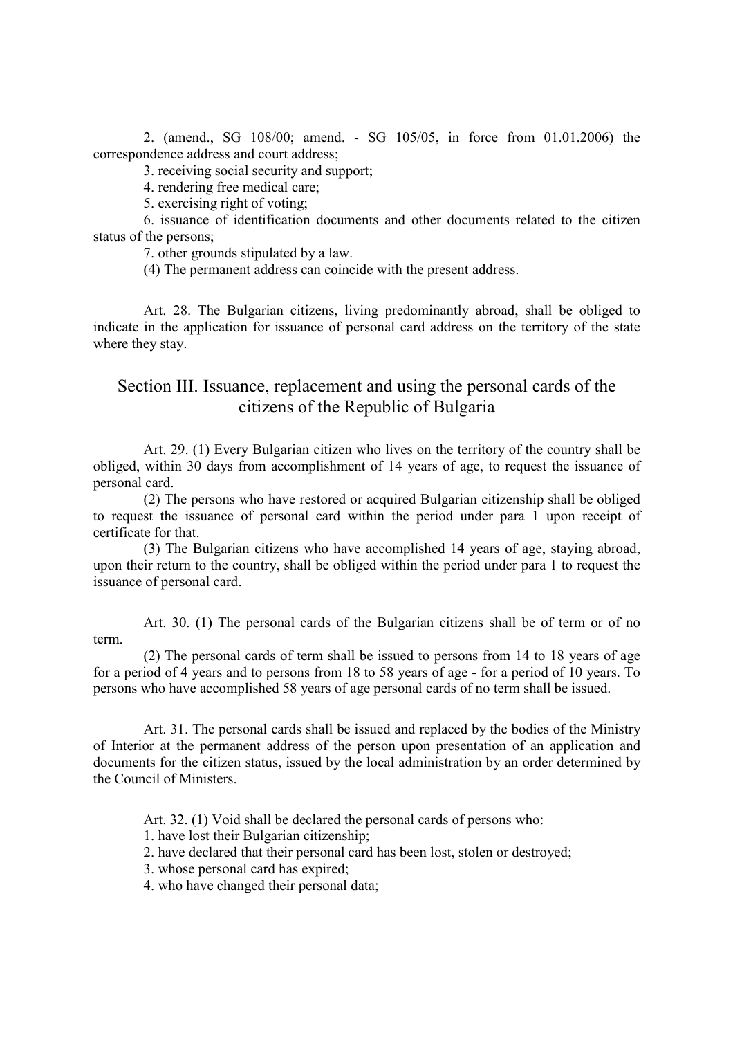2. (amend., SG 108/00; amend. - SG 105/05, in force from 01.01.2006) the correspondence address and court address;

3. receiving social security and support;

4. rendering free medical care;

5. exercising right of voting;

6. issuance of identification documents and other documents related to the citizen status of the persons;

7. other grounds stipulated by a law.

(4) The permanent address can coincide with the present address.

Art. 28. The Bulgarian citizens, living predominantly abroad, shall be obliged to indicate in the application for issuance of personal card address on the territory of the state where they stay.

## Section III. Issuance, replacement and using the personal cards of the citizens of the Republic of Bulgaria

Art. 29. (1) Every Bulgarian citizen who lives on the territory of the country shall be obliged, within 30 days from accomplishment of 14 years of age, to request the issuance of personal card.

(2) The persons who have restored or acquired Bulgarian citizenship shall be obliged to request the issuance of personal card within the period under para 1 upon receipt of certificate for that.

(3) The Bulgarian citizens who have accomplished 14 years of age, staying abroad, upon their return to the country, shall be obliged within the period under para 1 to request the issuance of personal card.

Art. 30. (1) The personal cards of the Bulgarian citizens shall be of term or of no term.

(2) The personal cards of term shall be issued to persons from 14 to 18 years of age for a period of 4 years and to persons from 18 to 58 years of age - for a period of 10 years. To persons who have accomplished 58 years of age personal cards of no term shall be issued.

Art. 31. The personal cards shall be issued and replaced by the bodies of the Ministry of Interior at the permanent address of the person upon presentation of an application and documents for the citizen status, issued by the local administration by an order determined by the Council of Ministers.

Art. 32. (1) Void shall be declared the personal cards of persons who:

1. have lost their Bulgarian citizenship;

2. have declared that their personal card has been lost, stolen or destroyed;

3. whose personal card has expired;

4. who have changed their personal data;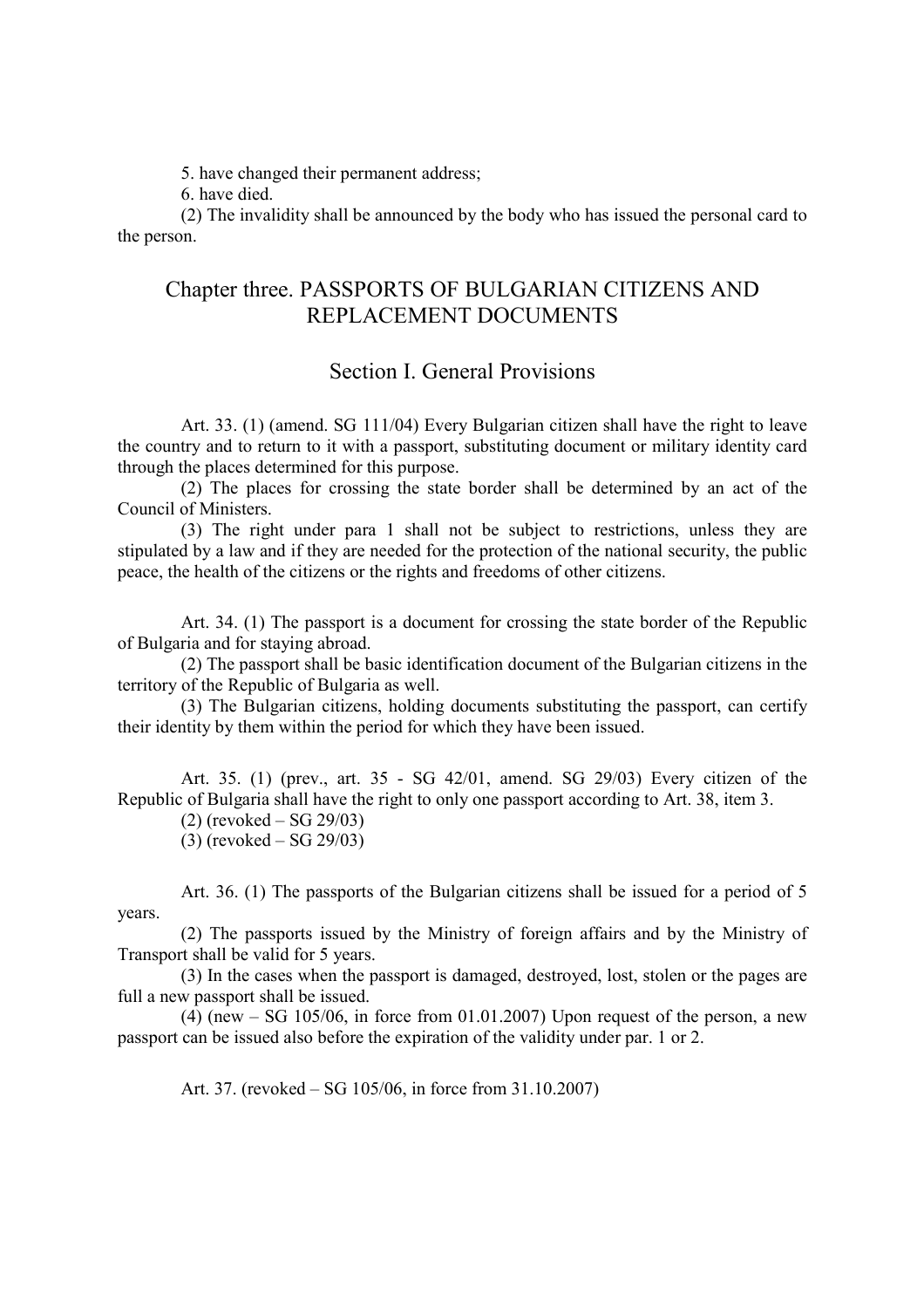5. have changed their permanent address;

6. have died.

(2) The invalidity shall be announced by the body who has issued the personal card to the person.

## Chapter three. PASSPORTS OF BULGARIAN CITIZENS AND REPLACEMENT DOCUMENTS

### Section I. General Provisions

Art. 33. (1) (amend. SG 111/04) Every Bulgarian citizen shall have the right to leave the country and to return to it with a passport, substituting document or military identity card through the places determined for this purpose.

(2) The places for crossing the state border shall be determined by an act of the Council of Ministers.

(3) The right under para 1 shall not be subject to restrictions, unless they are stipulated by a law and if they are needed for the protection of the national security, the public peace, the health of the citizens or the rights and freedoms of other citizens.

Art. 34. (1) The passport is a document for crossing the state border of the Republic of Bulgaria and for staying abroad.

(2) The passport shall be basic identification document of the Bulgarian citizens in the territory of the Republic of Bulgaria as well.

(3) The Bulgarian citizens, holding documents substituting the passport, can certify their identity by them within the period for which they have been issued.

Art. 35. (1) (prev., art. 35 - SG 42/01, amend. SG 29/03) Every citizen of the Republic of Bulgaria shall have the right to only one passport according to Art. 38, item 3.

(2) (revoked – SG 29/03)

(3) (revoked – SG 29/03)

Art. 36. (1) The passports of the Bulgarian citizens shall be issued for a period of 5 years.

(2) The passports issued by the Ministry of foreign affairs and by the Ministry of Transport shall be valid for 5 years.

(3) In the cases when the passport is damaged, destroyed, lost, stolen or the pages are full a new passport shall be issued.

(4) (new – SG 105/06, in force from 01.01.2007) Upon request of the person, a new passport can be issued also before the expiration of the validity under par. 1 or 2.

Art. 37. (revoked – SG 105/06, in force from 31.10.2007)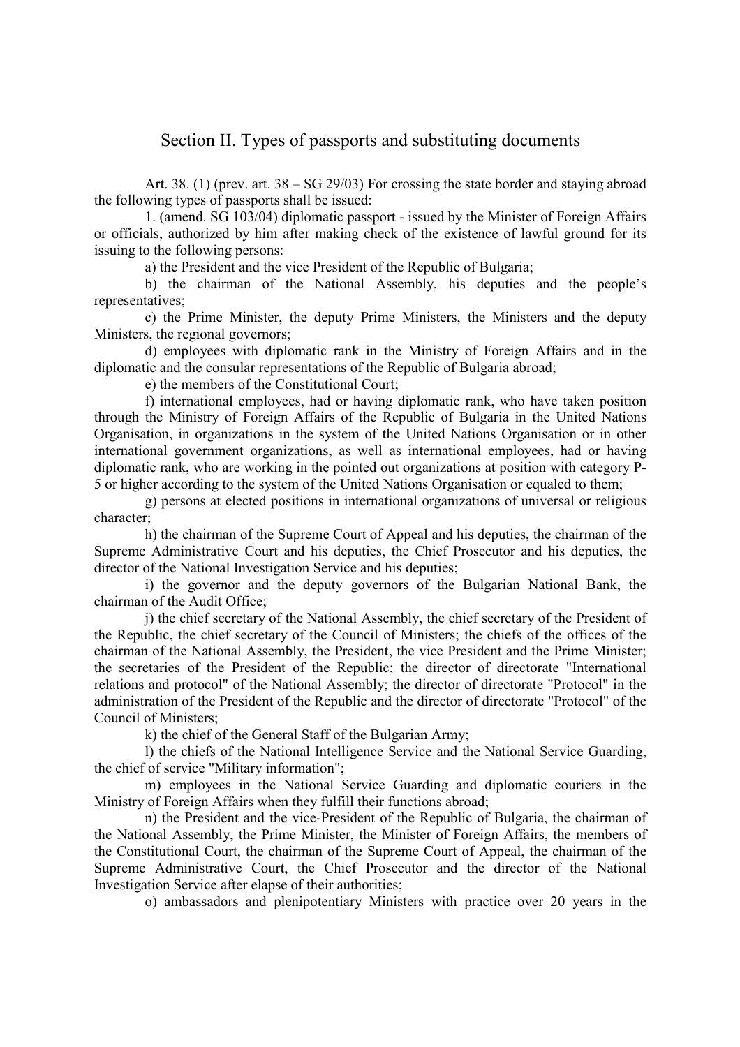## Section II. Types of passports and substituting documents

Art. 38. (1) (prev. art. 38 – SG 29/03) For crossing the state border and staying abroad the following types of passports shall be issued:

1. (amend. SG 103/04) diplomatic passport - issued by the Minister of Foreign Affairs or officials, authorized by him after making check of the existence of lawful ground for its issuing to the following persons:

a) the President and the vice President of the Republic of Bulgaria;

b) the chairman of the National Assembly, his deputies and the people's representatives;

c) the Prime Minister, the deputy Prime Ministers, the Ministers and the deputy Ministers, the regional governors;

d) employees with diplomatic rank in the Ministry of Foreign Affairs and in the diplomatic and the consular representations of the Republic of Bulgaria abroad;

e) the members of the Constitutional Court;

f) international employees, had or having diplomatic rank, who have taken position through the Ministry of Foreign Affairs of the Republic of Bulgaria in the United Nations Organisation, in organizations in the system of the United Nations Organisation or in other international government organizations, as well as international employees, had or having diplomatic rank, who are working in the pointed out organizations at position with category P-5 or higher according to the system of the United Nations Organisation or equaled to them;

g) persons at elected positions in international organizations of universal or religious character;

h) the chairman of the Supreme Court of Appeal and his deputies, the chairman of the Supreme Administrative Court and his deputies, the Chief Prosecutor and his deputies, the director of the National Investigation Service and his deputies;

i) the governor and the deputy governors of the Bulgarian National Bank, the chairman of the Audit Office;

j) the chief secretary of the National Assembly, the chief secretary of the President of the Republic, the chief secretary of the Council of Ministers; the chiefs of the offices of the chairman of the National Assembly, the President, the vice President and the Prime Minister; the secretaries of the President of the Republic; the director of directorate "International relations and protocol" of the National Assembly; the director of directorate "Protocol" in the administration of the President of the Republic and the director of directorate "Protocol" of the Council of Ministers;

k) the chief of the General Staff of the Bulgarian Army;

l) the chiefs of the National Intelligence Service and the National Service Guarding, the chief of service "Military information";

m) employees in the National Service Guarding and diplomatic couriers in the Ministry of Foreign Affairs when they fulfill their functions abroad;

n) the President and the vice-President of the Republic of Bulgaria, the chairman of the National Assembly, the Prime Minister, the Minister of Foreign Affairs, the members of the Constitutional Court, the chairman of the Supreme Court of Appeal, the chairman of the Supreme Administrative Court, the Chief Prosecutor and the director of the National Investigation Service after elapse of their authorities;

o) ambassadors and plenipotentiary Ministers with practice over 20 years in the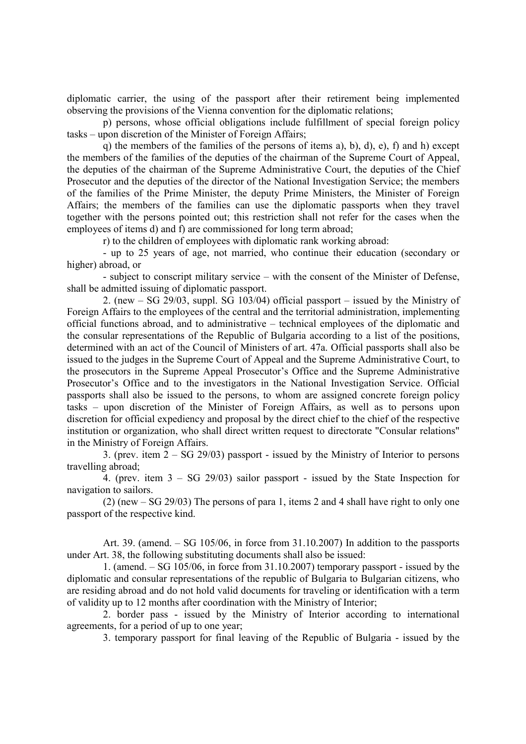diplomatic carrier, the using of the passport after their retirement being implemented observing the provisions of the Vienna convention for the diplomatic relations;

p) persons, whose official obligations include fulfillment of special foreign policy tasks – upon discretion of the Minister of Foreign Affairs;

q) the members of the families of the persons of items a), b), d), e), f) and h) except the members of the families of the deputies of the chairman of the Supreme Court of Appeal, the deputies of the chairman of the Supreme Administrative Court, the deputies of the Chief Prosecutor and the deputies of the director of the National Investigation Service; the members of the families of the Prime Minister, the deputy Prime Ministers, the Minister of Foreign Affairs; the members of the families can use the diplomatic passports when they travel together with the persons pointed out; this restriction shall not refer for the cases when the employees of items d) and f) are commissioned for long term abroad;

r) to the children of employees with diplomatic rank working abroad:

- up to 25 years of age, not married, who continue their education (secondary or higher) abroad, or

- subject to conscript military service – with the consent of the Minister of Defense, shall be admitted issuing of diplomatic passport.

2. (new – SG 29/03, suppl. SG 103/04) official passport – issued by the Ministry of Foreign Affairs to the employees of the central and the territorial administration, implementing official functions abroad, and to administrative – technical employees of the diplomatic and the consular representations of the Republic of Bulgaria according to a list of the positions, determined with an act of the Council of Ministers of art. 47a. Official passports shall also be issued to the judges in the Supreme Court of Appeal and the Supreme Administrative Court, to the prosecutors in the Supreme Appeal Prosecutor's Office and the Supreme Administrative Prosecutor's Office and to the investigators in the National Investigation Service. Official passports shall also be issued to the persons, to whom are assigned concrete foreign policy tasks – upon discretion of the Minister of Foreign Affairs, as well as to persons upon discretion for official expediency and proposal by the direct chief to the chief of the respective institution or organization, who shall direct written request to directorate "Consular relations" in the Ministry of Foreign Affairs.

3. (prev. item 2 – SG 29/03) passport - issued by the Ministry of Interior to persons travelling abroad;

4. (prev. item 3 – SG 29/03) sailor passport - issued by the State Inspection for navigation to sailors.

(2) (new – SG 29/03) The persons of para 1, items 2 and 4 shall have right to only one passport of the respective kind.

Art. 39. (amend. – SG 105/06, in force from 31.10.2007) In addition to the passports under Art. 38, the following substituting documents shall also be issued:

1. (amend. – SG 105/06, in force from 31.10.2007) temporary passport - issued by the diplomatic and consular representations of the republic of Bulgaria to Bulgarian citizens, who are residing abroad and do not hold valid documents for traveling or identification with a term of validity up to 12 months after coordination with the Ministry of Interior;

2. border pass - issued by the Ministry of Interior according to international agreements, for a period of up to one year;

3. temporary passport for final leaving of the Republic of Bulgaria - issued by the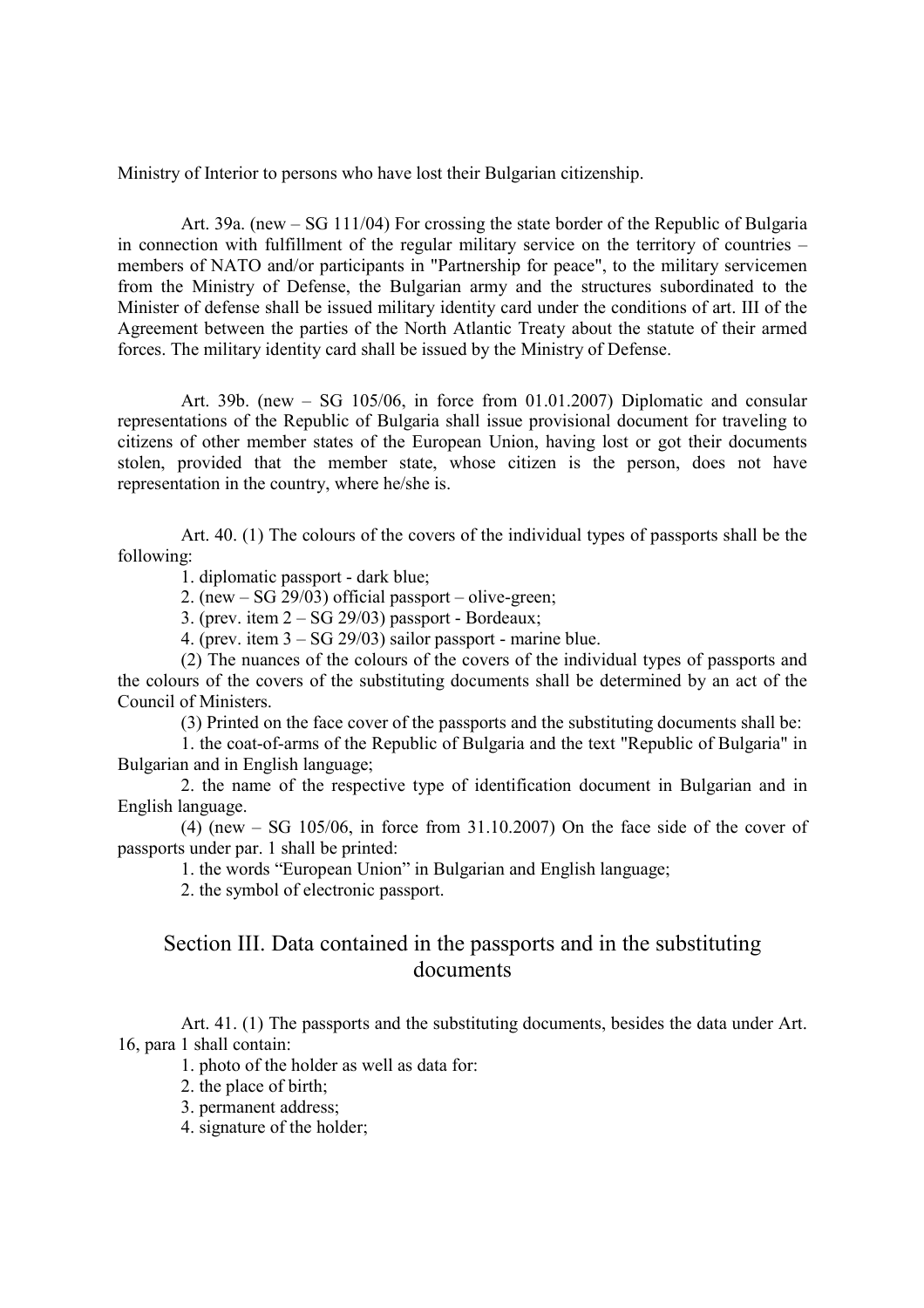Ministry of Interior to persons who have lost their Bulgarian citizenship.

Art. 39a. (new – SG 111/04) For crossing the state border of the Republic of Bulgaria in connection with fulfillment of the regular military service on the territory of countries – members of NATO and/or participants in "Partnership for peace", to the military servicemen from the Ministry of Defense, the Bulgarian army and the structures subordinated to the Minister of defense shall be issued military identity card under the conditions of art. III of the Agreement between the parties of the North Atlantic Treaty about the statute of their armed forces. The military identity card shall be issued by the Ministry of Defense.

Art. 39b. (new – SG 105/06, in force from 01.01.2007) Diplomatic and consular representations of the Republic of Bulgaria shall issue provisional document for traveling to citizens of other member states of the European Union, having lost or got their documents stolen, provided that the member state, whose citizen is the person, does not have representation in the country, where he/she is.

Art. 40. (1) The colours of the covers of the individual types of passports shall be the following:

1. diplomatic passport - dark blue;

2. (new – SG 29/03) official passport – olive-green;

3. (prev. item 2 – SG 29/03) passport - Bordeaux;

4. (prev. item 3 – SG 29/03) sailor passport - marine blue.

(2) The nuances of the colours of the covers of the individual types of passports and the colours of the covers of the substituting documents shall be determined by an act of the Council of Ministers.

(3) Printed on the face cover of the passports and the substituting documents shall be:

1. the coat-of-arms of the Republic of Bulgaria and the text "Republic of Bulgaria" in Bulgarian and in English language;

2. the name of the respective type of identification document in Bulgarian and in English language.

(4) (new – SG 105/06, in force from 31.10.2007) On the face side of the cover of passports under par. 1 shall be printed:

1. the words "European Union" in Bulgarian and English language;

2. the symbol of electronic passport.

## Section III. Data contained in the passports and in the substituting documents

Art. 41. (1) The passports and the substituting documents, besides the data under Art. 16, para 1 shall contain:

1. photo of the holder as well as data for:

2. the place of birth;

3. permanent address;

4. signature of the holder;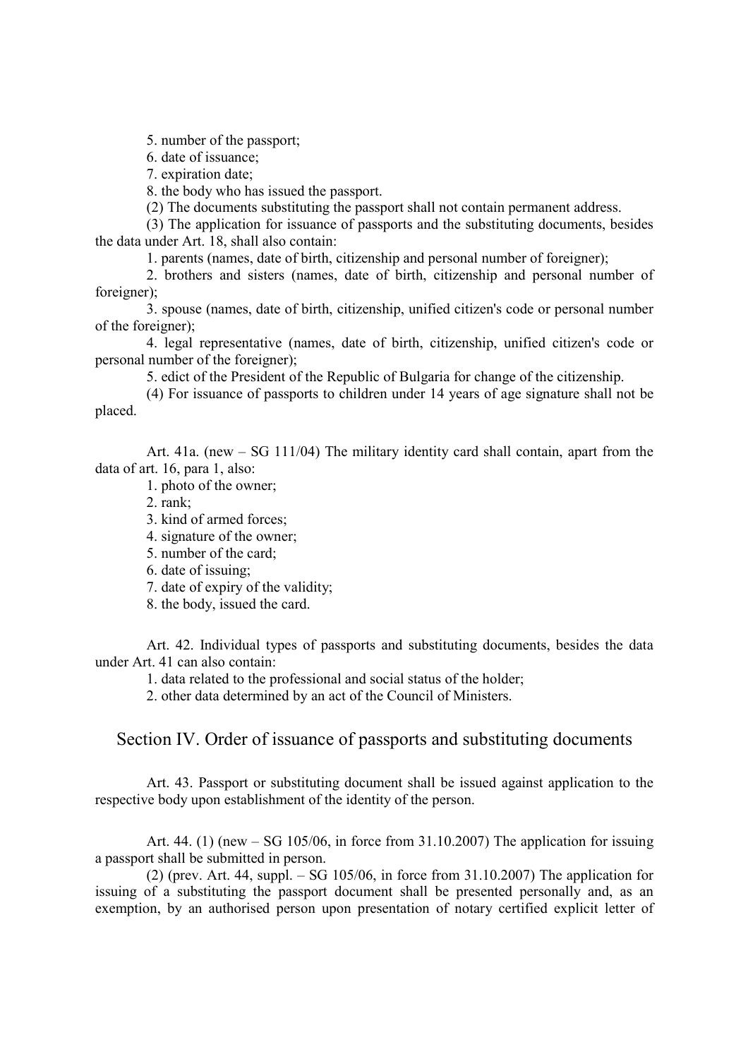5. number of the passport;

6. date of issuance;

7. expiration date;

8. the body who has issued the passport.

(2) The documents substituting the passport shall not contain permanent address.

(3) The application for issuance of passports and the substituting documents, besides the data under Art. 18, shall also contain:

1. parents (names, date of birth, citizenship and personal number of foreigner);

2. brothers and sisters (names, date of birth, citizenship and personal number of foreigner);

3. spouse (names, date of birth, citizenship, unified citizen's code or personal number of the foreigner);

4. legal representative (names, date of birth, citizenship, unified citizen's code or personal number of the foreigner);

5. edict of the President of the Republic of Bulgaria for change of the citizenship.

(4) For issuance of passports to children under 14 years of age signature shall not be placed.

Art. 41a. (new – SG 111/04) The military identity card shall contain, apart from the data of art. 16, para 1, also:

1. photo of the owner;

2. rank;

3. kind of armed forces;

4. signature of the owner;

5. number of the card;

6. date of issuing;

7. date of expiry of the validity;

8. the body, issued the card.

Art. 42. Individual types of passports and substituting documents, besides the data under Art. 41 can also contain:

1. data related to the professional and social status of the holder;

2. other data determined by an act of the Council of Ministers.

## Section IV. Order of issuance of passports and substituting documents

Art. 43. Passport or substituting document shall be issued against application to the respective body upon establishment of the identity of the person.

Art. 44. (1) (new – SG 105/06, in force from 31.10.2007) The application for issuing a passport shall be submitted in person.

(2) (prev. Art. 44, suppl. – SG 105/06, in force from 31.10.2007) The application for issuing of a substituting the passport document shall be presented personally and, as an exemption, by an authorised person upon presentation of notary certified explicit letter of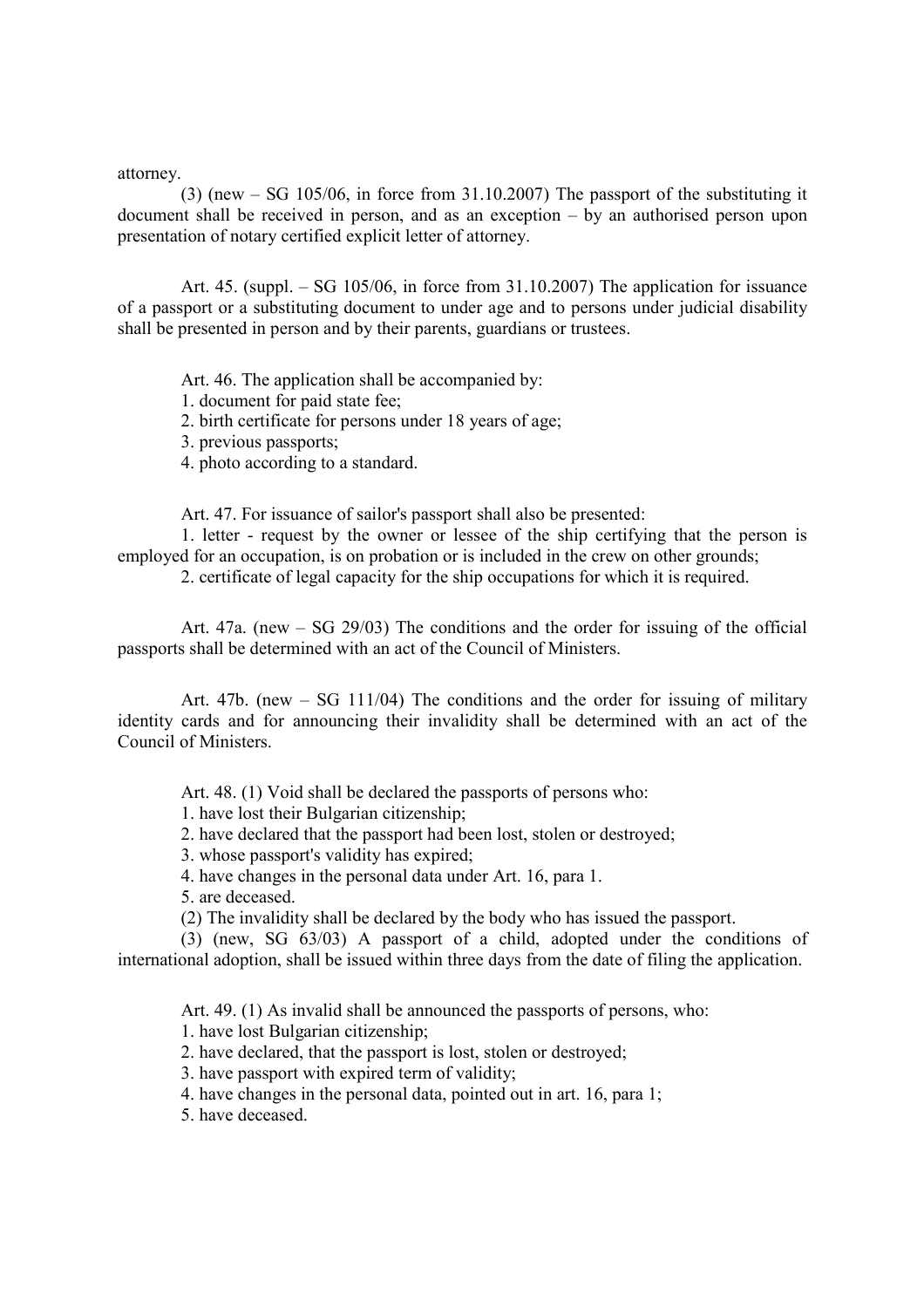attorney.

(3) (new – SG 105/06, in force from 31.10.2007) The passport of the substituting it document shall be received in person, and as an exception – by an authorised person upon presentation of notary certified explicit letter of attorney.

Art. 45. (suppl. – SG 105/06, in force from 31.10.2007) The application for issuance of a passport or a substituting document to under age and to persons under judicial disability shall be presented in person and by their parents, guardians or trustees.

Art. 46. The application shall be accompanied by:

1. document for paid state fee;
2. birth certificate for persons under 18 years of age;
3. previous passports;
4. photo according to a standard.

Art. 47. For issuance of sailor's passport shall also be presented:

1. letter - request by the owner or lessee of the ship certifying that the person is employed for an occupation, is on probation or is included in the crew on other grounds;
2. certificate of legal capacity for the ship occupations for which it is required.

Art. 47a. (new – SG 29/03) The conditions and the order for issuing of the official passports shall be determined with an act of the Council of Ministers.

Art. 47b. (new – SG 111/04) The conditions and the order for issuing of military identity cards and for announcing their invalidity shall be determined with an act of the Council of Ministers.

Art. 48. (1) Void shall be declared the passports of persons who:

1. have lost their Bulgarian citizenship;
2. have declared that the passport had been lost, stolen or destroyed;
3. whose passport's validity has expired;
4. have changes in the personal data under Art. 16, para 1.
5. are deceased.

(2) The invalidity shall be declared by the body who has issued the passport.

(3) (new, SG 63/03) A passport of a child, adopted under the conditions of international adoption, shall be issued within three days from the date of filing the application.

Art. 49. (1) As invalid shall be announced the passports of persons, who:

1. have lost Bulgarian citizenship;
2. have declared, that the passport is lost, stolen or destroyed;
3. have passport with expired term of validity;
4. have changes in the personal data, pointed out in art. 16, para 1;
5. have deceased.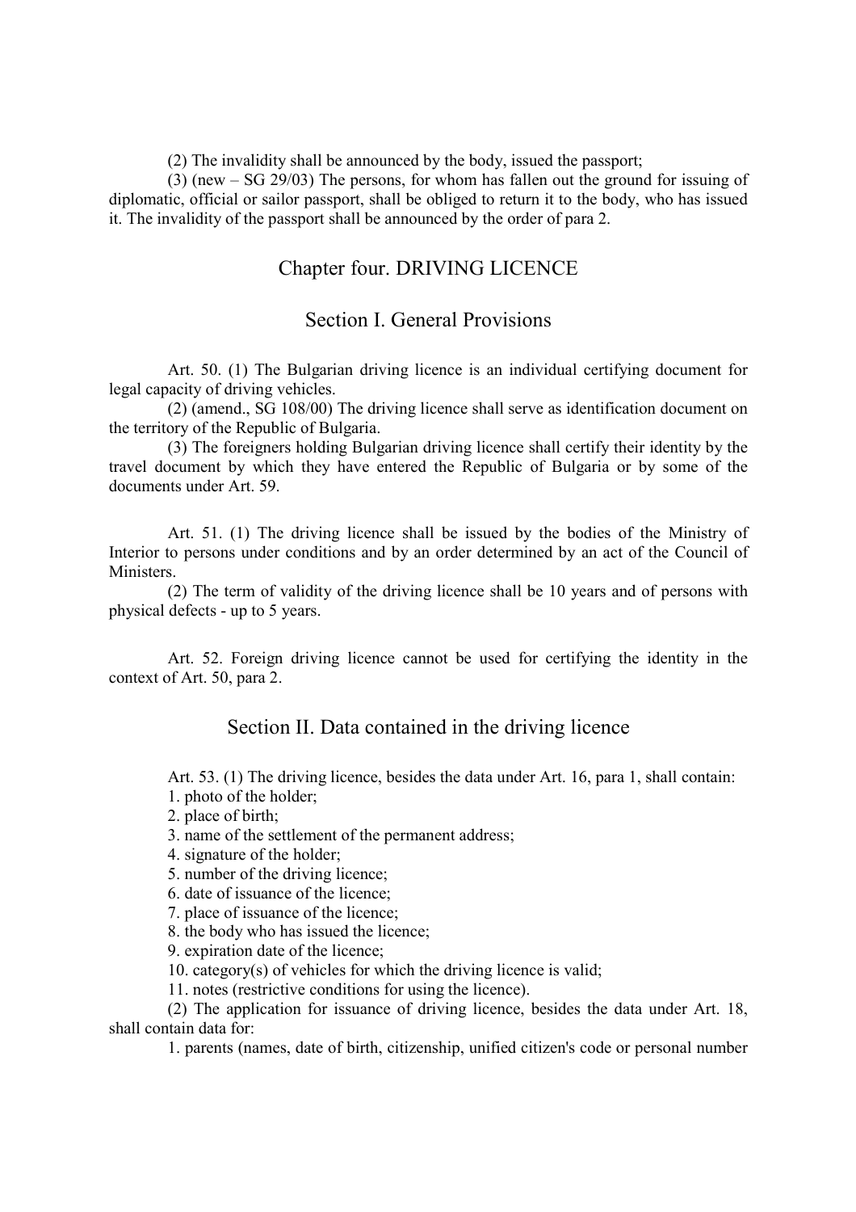(2) The invalidity shall be announced by the body, issued the passport;

(3) (new – SG 29/03) The persons, for whom has fallen out the ground for issuing of diplomatic, official or sailor passport, shall be obliged to return it to the body, who has issued it. The invalidity of the passport shall be announced by the order of para 2.

## Chapter four. DRIVING LICENCE

### Section I. General Provisions

Art. 50. (1) The Bulgarian driving licence is an individual certifying document for legal capacity of driving vehicles.

(2) (amend., SG 108/00) The driving licence shall serve as identification document on the territory of the Republic of Bulgaria.

(3) The foreigners holding Bulgarian driving licence shall certify their identity by the travel document by which they have entered the Republic of Bulgaria or by some of the documents under Art. 59.

Art. 51. (1) The driving licence shall be issued by the bodies of the Ministry of Interior to persons under conditions and by an order determined by an act of the Council of Ministers.

(2) The term of validity of the driving licence shall be 10 years and of persons with physical defects - up to 5 years.

Art. 52. Foreign driving licence cannot be used for certifying the identity in the context of Art. 50, para 2.

### Section II. Data contained in the driving licence

Art. 53. (1) The driving licence, besides the data under Art. 16, para 1, shall contain:

1. photo of the holder;
2. place of birth;
3. name of the settlement of the permanent address;
4. signature of the holder;
5. number of the driving licence;
6. date of issuance of the licence;
7. place of issuance of the licence;
8. the body who has issued the licence;
9. expiration date of the licence;
10. category(s) of vehicles for which the driving licence is valid;
11. notes (restrictive conditions for using the licence).

(2) The application for issuance of driving licence, besides the data under Art. 18, shall contain data for:

1. parents (names, date of birth, citizenship, unified citizen's code or personal number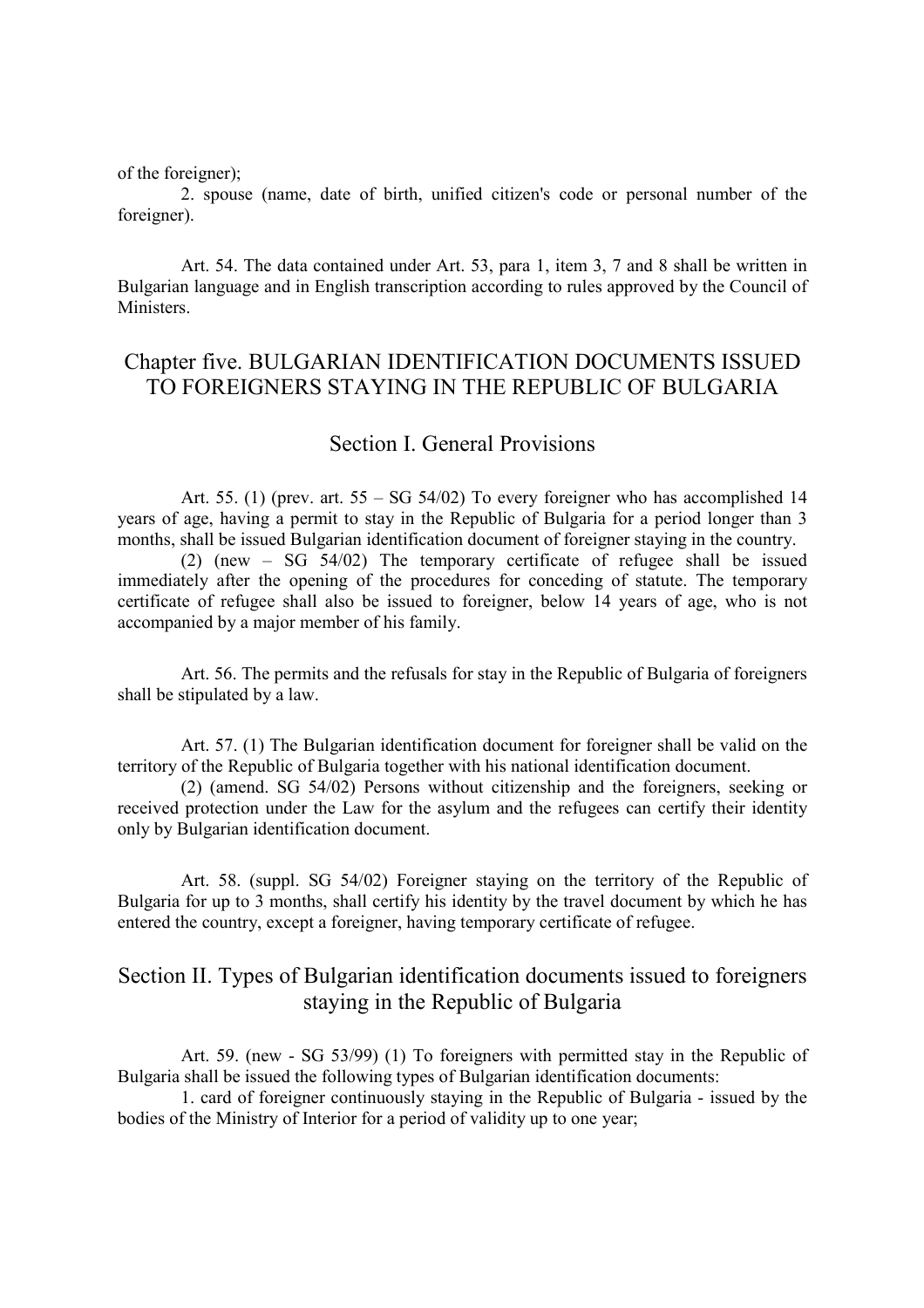of the foreigner);

2. spouse (name, date of birth, unified citizen's code or personal number of the foreigner).

Art. 54. The data contained under Art. 53, para 1, item 3, 7 and 8 shall be written in Bulgarian language and in English transcription according to rules approved by the Council of Ministers.

## Chapter five. BULGARIAN IDENTIFICATION DOCUMENTS ISSUED TO FOREIGNERS STAYING IN THE REPUBLIC OF BULGARIA

### Section I. General Provisions

Art. 55. (1) (prev. art. 55 – SG 54/02) To every foreigner who has accomplished 14 years of age, having a permit to stay in the Republic of Bulgaria for a period longer than 3 months, shall be issued Bulgarian identification document of foreigner staying in the country.

(2) (new – SG 54/02) The temporary certificate of refugee shall be issued immediately after the opening of the procedures for conceding of statute. The temporary certificate of refugee shall also be issued to foreigner, below 14 years of age, who is not accompanied by a major member of his family.

Art. 56. The permits and the refusals for stay in the Republic of Bulgaria of foreigners shall be stipulated by a law.

Art. 57. (1) The Bulgarian identification document for foreigner shall be valid on the territory of the Republic of Bulgaria together with his national identification document.

(2) (amend. SG 54/02) Persons without citizenship and the foreigners, seeking or received protection under the Law for the asylum and the refugees can certify their identity only by Bulgarian identification document.

Art. 58. (suppl. SG 54/02) Foreigner staying on the territory of the Republic of Bulgaria for up to 3 months, shall certify his identity by the travel document by which he has entered the country, except a foreigner, having temporary certificate of refugee.

### Section II. Types of Bulgarian identification documents issued to foreigners staying in the Republic of Bulgaria

Art. 59. (new - SG 53/99) (1) To foreigners with permitted stay in the Republic of Bulgaria shall be issued the following types of Bulgarian identification documents:

1. card of foreigner continuously staying in the Republic of Bulgaria - issued by the bodies of the Ministry of Interior for a period of validity up to one year;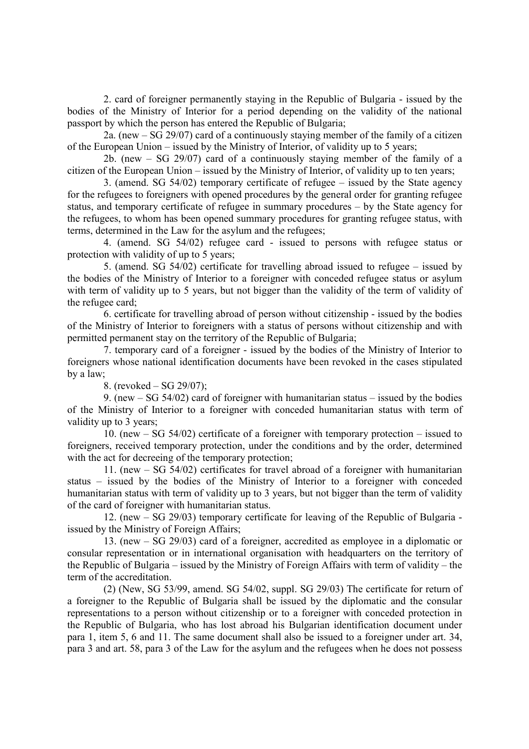2. card of foreigner permanently staying in the Republic of Bulgaria - issued by the bodies of the Ministry of Interior for a period depending on the validity of the national passport by which the person has entered the Republic of Bulgaria;

2a. (new – SG 29/07) card of a continuously staying member of the family of a citizen of the European Union – issued by the Ministry of Interior, of validity up to 5 years;

2b. (new – SG 29/07) card of a continuously staying member of the family of a citizen of the European Union – issued by the Ministry of Interior, of validity up to ten years;

3. (amend. SG 54/02) temporary certificate of refugee – issued by the State agency for the refugees to foreigners with opened procedures by the general order for granting refugee status, and temporary certificate of refugee in summary procedures – by the State agency for the refugees, to whom has been opened summary procedures for granting refugee status, with terms, determined in the Law for the asylum and the refugees;

4. (amend. SG 54/02) refugee card - issued to persons with refugee status or protection with validity of up to 5 years;

5. (amend. SG 54/02) certificate for travelling abroad issued to refugee – issued by the bodies of the Ministry of Interior to a foreigner with conceded refugee status or asylum with term of validity up to 5 years, but not bigger than the validity of the term of validity of the refugee card;

6. certificate for travelling abroad of person without citizenship - issued by the bodies of the Ministry of Interior to foreigners with a status of persons without citizenship and with permitted permanent stay on the territory of the Republic of Bulgaria;

7. temporary card of a foreigner - issued by the bodies of the Ministry of Interior to foreigners whose national identification documents have been revoked in the cases stipulated by a law;

8. (revoked – SG 29/07);

9. (new – SG 54/02) card of foreigner with humanitarian status – issued by the bodies of the Ministry of Interior to a foreigner with conceded humanitarian status with term of validity up to 3 years;

10. (new – SG 54/02) certificate of a foreigner with temporary protection – issued to foreigners, received temporary protection, under the conditions and by the order, determined with the act for decreeing of the temporary protection;

11. (new – SG 54/02) certificates for travel abroad of a foreigner with humanitarian status – issued by the bodies of the Ministry of Interior to a foreigner with conceded humanitarian status with term of validity up to 3 years, but not bigger than the term of validity of the card of foreigner with humanitarian status.

12. (new – SG 29/03) temporary certificate for leaving of the Republic of Bulgaria - issued by the Ministry of Foreign Affairs;

13. (new – SG 29/03) card of a foreigner, accredited as employee in a diplomatic or consular representation or in international organisation with headquarters on the territory of the Republic of Bulgaria – issued by the Ministry of Foreign Affairs with term of validity – the term of the accreditation.

(2) (New, SG 53/99, amend. SG 54/02, suppl. SG 29/03) The certificate for return of a foreigner to the Republic of Bulgaria shall be issued by the diplomatic and the consular representations to a person without citizenship or to a foreigner with conceded protection in the Republic of Bulgaria, who has lost abroad his Bulgarian identification document under para 1, item 5, 6 and 11. The same document shall also be issued to a foreigner under art. 34, para 3 and art. 58, para 3 of the Law for the asylum and the refugees when he does not possess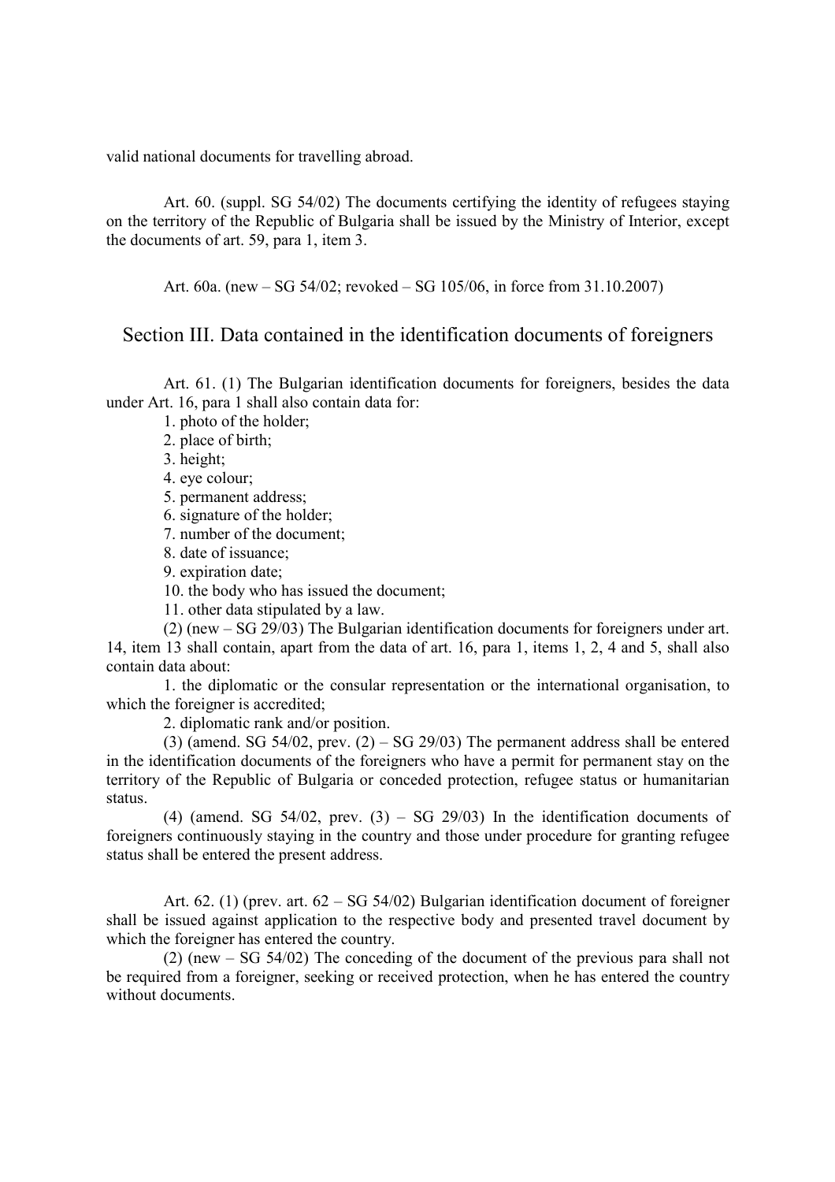valid national documents for travelling abroad.

Art. 60. (suppl. SG 54/02) The documents certifying the identity of refugees staying on the territory of the Republic of Bulgaria shall be issued by the Ministry of Interior, except the documents of art. 59, para 1, item 3.

Art. 60a. (new – SG 54/02; revoked – SG 105/06, in force from 31.10.2007)

## Section III. Data contained in the identification documents of foreigners

Art. 61. (1) The Bulgarian identification documents for foreigners, besides the data under Art. 16, para 1 shall also contain data for:

1. photo of the holder;
2. place of birth;
3. height;
4. eye colour;
5. permanent address;
6. signature of the holder;
7. number of the document;
8. date of issuance;
9. expiration date;
10. the body who has issued the document;
11. other data stipulated by a law.

(2) (new – SG 29/03) The Bulgarian identification documents for foreigners under art. 14, item 13 shall contain, apart from the data of art. 16, para 1, items 1, 2, 4 and 5, shall also contain data about:

1. the diplomatic or the consular representation or the international organisation, to which the foreigner is accredited;
2. diplomatic rank and/or position.

(3) (amend. SG 54/02, prev. (2) – SG 29/03) The permanent address shall be entered in the identification documents of the foreigners who have a permit for permanent stay on the territory of the Republic of Bulgaria or conceded protection, refugee status or humanitarian status.

(4) (amend. SG 54/02, prev. (3) – SG 29/03) In the identification documents of foreigners continuously staying in the country and those under procedure for granting refugee status shall be entered the present address.

Art. 62. (1) (prev. art. 62 – SG 54/02) Bulgarian identification document of foreigner shall be issued against application to the respective body and presented travel document by which the foreigner has entered the country.

(2) (new – SG 54/02) The conceding of the document of the previous para shall not be required from a foreigner, seeking or received protection, when he has entered the country without documents.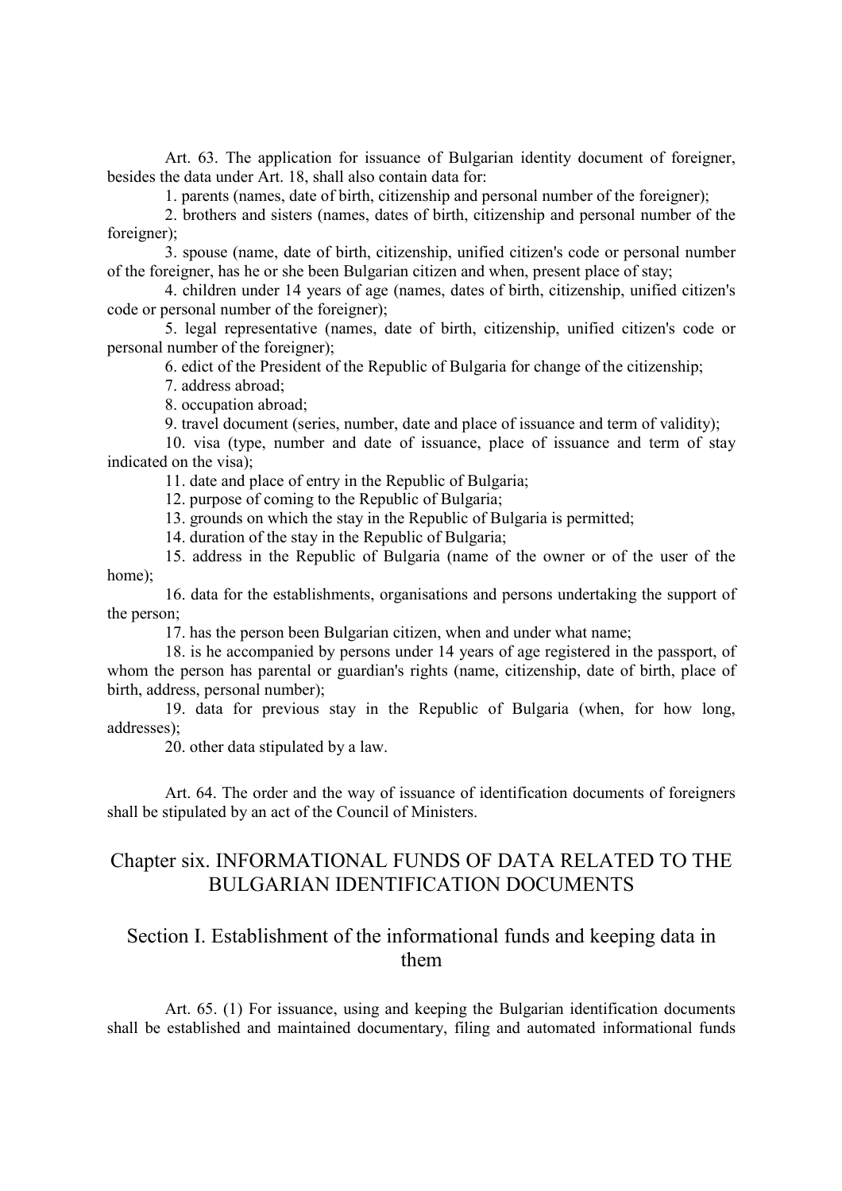Art. 63. The application for issuance of Bulgarian identity document of foreigner, besides the data under Art. 18, shall also contain data for:

1. parents (names, date of birth, citizenship and personal number of the foreigner);

2. brothers and sisters (names, dates of birth, citizenship and personal number of the foreigner);

3. spouse (name, date of birth, citizenship, unified citizen's code or personal number of the foreigner, has he or she been Bulgarian citizen and when, present place of stay;

4. children under 14 years of age (names, dates of birth, citizenship, unified citizen's code or personal number of the foreigner);

5. legal representative (names, date of birth, citizenship, unified citizen's code or personal number of the foreigner);

6. edict of the President of the Republic of Bulgaria for change of the citizenship;

7. address abroad;

8. occupation abroad;

9. travel document (series, number, date and place of issuance and term of validity);

10. visa (type, number and date of issuance, place of issuance and term of stay indicated on the visa);

11. date and place of entry in the Republic of Bulgaria;

12. purpose of coming to the Republic of Bulgaria;

13. grounds on which the stay in the Republic of Bulgaria is permitted;

14. duration of the stay in the Republic of Bulgaria;

15. address in the Republic of Bulgaria (name of the owner or of the user of the home);

16. data for the establishments, organisations and persons undertaking the support of the person;

17. has the person been Bulgarian citizen, when and under what name;

18. is he accompanied by persons under 14 years of age registered in the passport, of whom the person has parental or guardian's rights (name, citizenship, date of birth, place of birth, address, personal number);

19. data for previous stay in the Republic of Bulgaria (when, for how long, addresses);

20. other data stipulated by a law.

Art. 64. The order and the way of issuance of identification documents of foreigners shall be stipulated by an act of the Council of Ministers.

## Chapter six. INFORMATIONAL FUNDS OF DATA RELATED TO THE BULGARIAN IDENTIFICATION DOCUMENTS

## Section I. Establishment of the informational funds and keeping data in them

Art. 65. (1) For issuance, using and keeping the Bulgarian identification documents shall be established and maintained documentary, filing and automated informational funds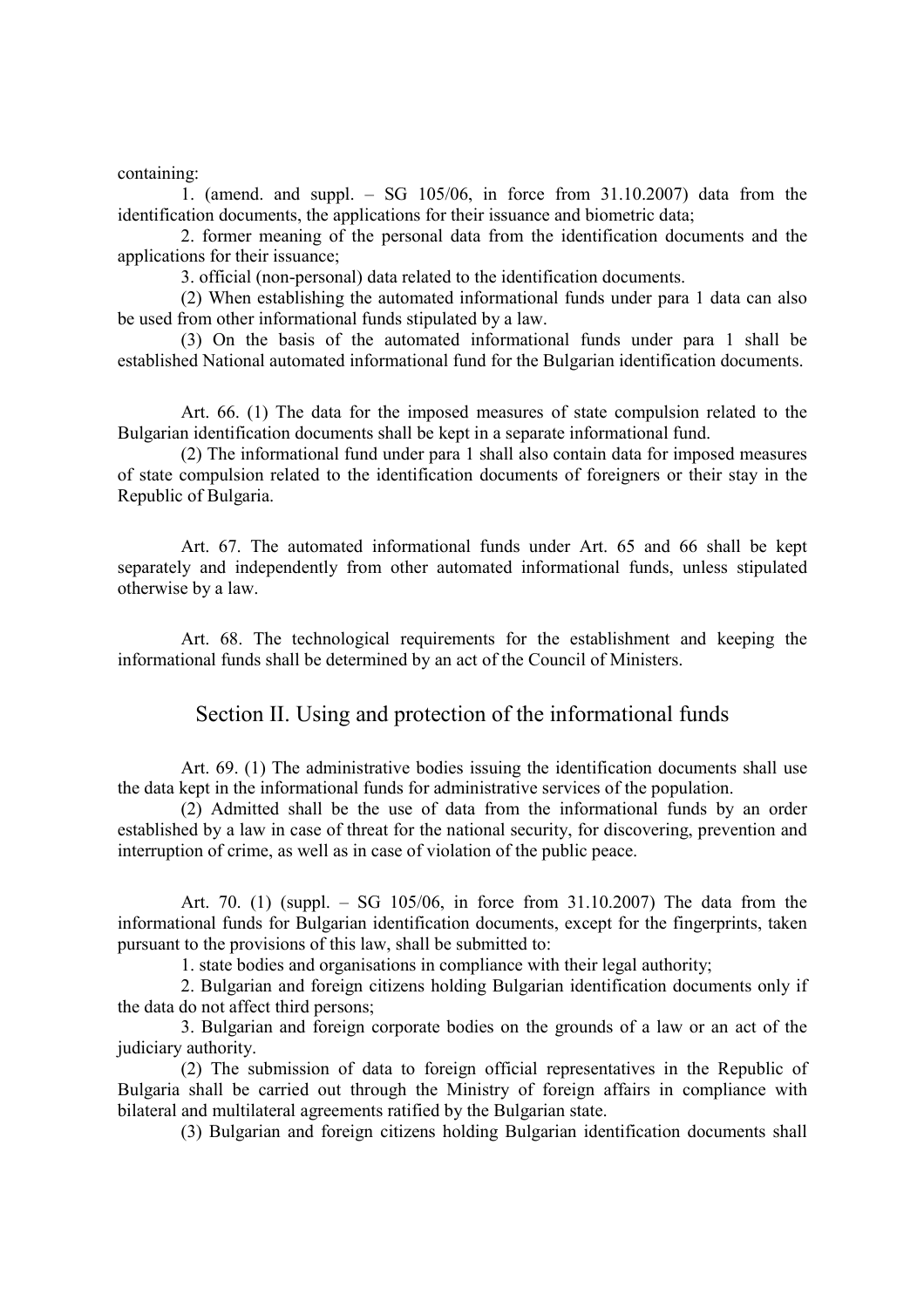containing:

1. (amend. and suppl. – SG 105/06, in force from 31.10.2007) data from the identification documents, the applications for their issuance and biometric data;

2. former meaning of the personal data from the identification documents and the applications for their issuance;

3. official (non-personal) data related to the identification documents.

(2) When establishing the automated informational funds under para 1 data can also be used from other informational funds stipulated by a law.

(3) On the basis of the automated informational funds under para 1 shall be established National automated informational fund for the Bulgarian identification documents.

Art. 66. (1) The data for the imposed measures of state compulsion related to the Bulgarian identification documents shall be kept in a separate informational fund.

(2) The informational fund under para 1 shall also contain data for imposed measures of state compulsion related to the identification documents of foreigners or their stay in the Republic of Bulgaria.

Art. 67. The automated informational funds under Art. 65 and 66 shall be kept separately and independently from other automated informational funds, unless stipulated otherwise by a law.

Art. 68. The technological requirements for the establishment and keeping the informational funds shall be determined by an act of the Council of Ministers.

## Section II. Using and protection of the informational funds

Art. 69. (1) The administrative bodies issuing the identification documents shall use the data kept in the informational funds for administrative services of the population.

(2) Admitted shall be the use of data from the informational funds by an order established by a law in case of threat for the national security, for discovering, prevention and interruption of crime, as well as in case of violation of the public peace.

Art. 70. (1) (suppl. – SG 105/06, in force from 31.10.2007) The data from the informational funds for Bulgarian identification documents, except for the fingerprints, taken pursuant to the provisions of this law, shall be submitted to:

1. state bodies and organisations in compliance with their legal authority;

2. Bulgarian and foreign citizens holding Bulgarian identification documents only if the data do not affect third persons;

3. Bulgarian and foreign corporate bodies on the grounds of a law or an act of the judiciary authority.

(2) The submission of data to foreign official representatives in the Republic of Bulgaria shall be carried out through the Ministry of foreign affairs in compliance with bilateral and multilateral agreements ratified by the Bulgarian state.

(3) Bulgarian and foreign citizens holding Bulgarian identification documents shall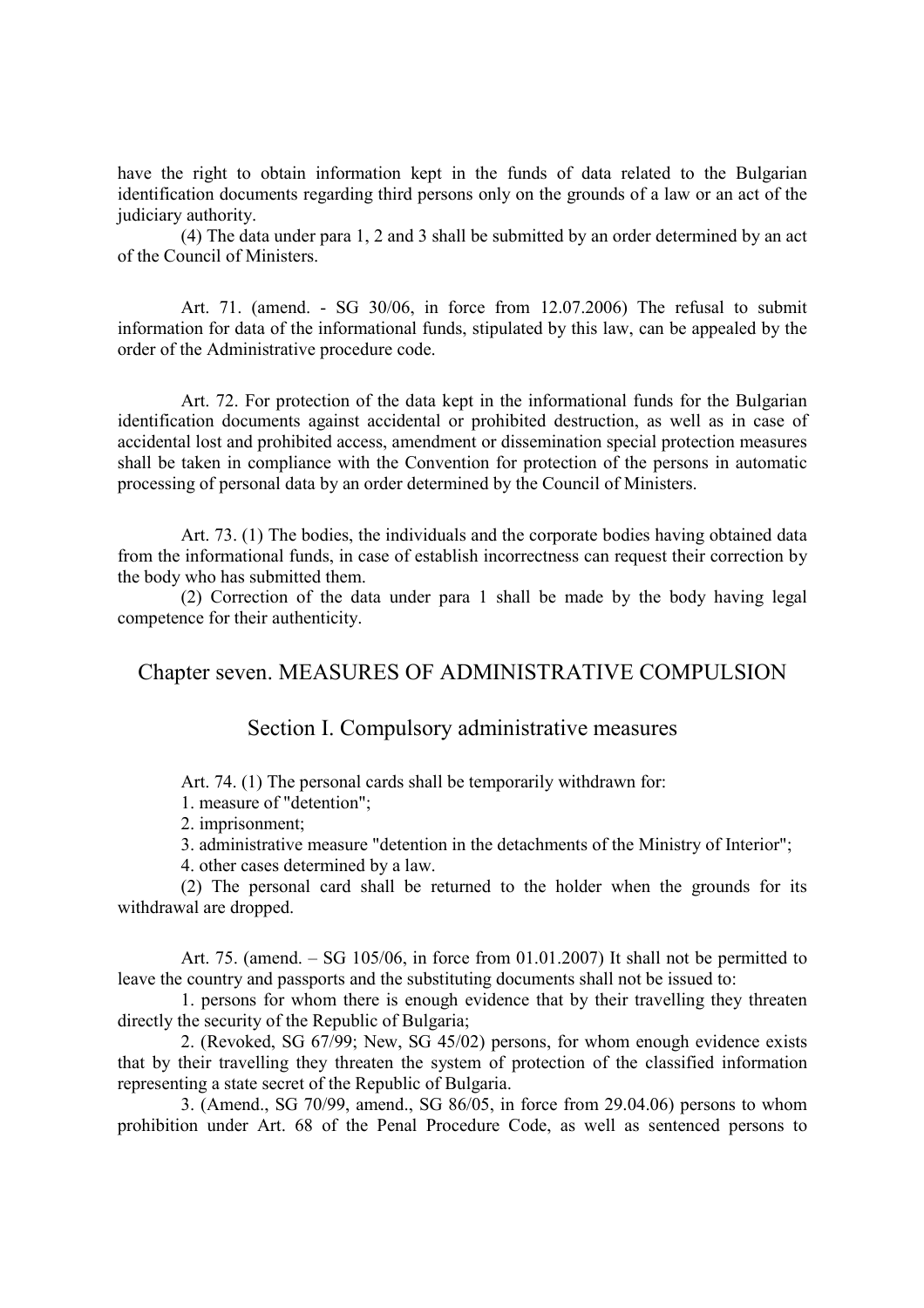have the right to obtain information kept in the funds of data related to the Bulgarian identification documents regarding third persons only on the grounds of a law or an act of the judiciary authority.

(4) The data under para 1, 2 and 3 shall be submitted by an order determined by an act of the Council of Ministers.

Art. 71. (amend. - SG 30/06, in force from 12.07.2006) The refusal to submit information for data of the informational funds, stipulated by this law, can be appealed by the order of the Administrative procedure code.

Art. 72. For protection of the data kept in the informational funds for the Bulgarian identification documents against accidental or prohibited destruction, as well as in case of accidental lost and prohibited access, amendment or dissemination special protection measures shall be taken in compliance with the Convention for protection of the persons in automatic processing of personal data by an order determined by the Council of Ministers.

Art. 73. (1) The bodies, the individuals and the corporate bodies having obtained data from the informational funds, in case of establish incorrectness can request their correction by the body who has submitted them.

(2) Correction of the data under para 1 shall be made by the body having legal competence for their authenticity.

## Chapter seven. MEASURES OF ADMINISTRATIVE COMPULSION

### Section I. Compulsory administrative measures

Art. 74. (1) The personal cards shall be temporarily withdrawn for:

1. measure of "detention";
2. imprisonment;
3. administrative measure "detention in the detachments of the Ministry of Interior";
4. other cases determined by a law.

(2) The personal card shall be returned to the holder when the grounds for its withdrawal are dropped.

Art. 75. (amend. – SG 105/06, in force from 01.01.2007) It shall not be permitted to leave the country and passports and the substituting documents shall not be issued to:

1. persons for whom there is enough evidence that by their travelling they threaten directly the security of the Republic of Bulgaria;

2. (Revoked, SG 67/99; New, SG 45/02) persons, for whom enough evidence exists that by their travelling they threaten the system of protection of the classified information representing a state secret of the Republic of Bulgaria.

3. (Amend., SG 70/99, amend., SG 86/05, in force from 29.04.06) persons to whom prohibition under Art. 68 of the Penal Procedure Code, as well as sentenced persons to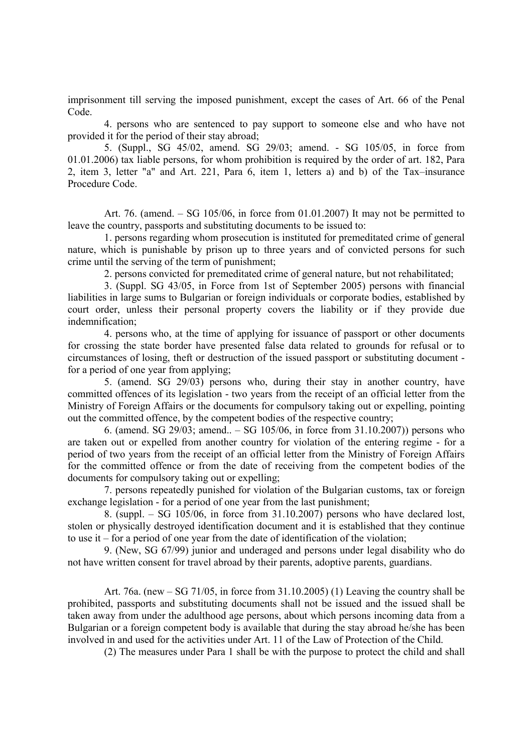imprisonment till serving the imposed punishment, except the cases of Art. 66 of the Penal Code.

4. persons who are sentenced to pay support to someone else and who have not provided it for the period of their stay abroad;

5. (Suppl., SG 45/02, amend. SG 29/03; amend. - SG 105/05, in force from 01.01.2006) tax liable persons, for whom prohibition is required by the order of art. 182, Para 2, item 3, letter "a" and Art. 221, Para 6, item 1, letters a) and b) of the Tax–insurance Procedure Code.

Art. 76. (amend. – SG 105/06, in force from 01.01.2007) It may not be permitted to leave the country, passports and substituting documents to be issued to:

1. persons regarding whom prosecution is instituted for premeditated crime of general nature, which is punishable by prison up to three years and of convicted persons for such crime until the serving of the term of punishment;

2. persons convicted for premeditated crime of general nature, but not rehabilitated;

3. (Suppl. SG 43/05, in Force from 1st of September 2005) persons with financial liabilities in large sums to Bulgarian or foreign individuals or corporate bodies, established by court order, unless their personal property covers the liability or if they provide due indemnification;

4. persons who, at the time of applying for issuance of passport or other documents for crossing the state border have presented false data related to grounds for refusal or to circumstances of losing, theft or destruction of the issued passport or substituting document - for a period of one year from applying;

5. (amend. SG 29/03) persons who, during their stay in another country, have committed offences of its legislation - two years from the receipt of an official letter from the Ministry of Foreign Affairs or the documents for compulsory taking out or expelling, pointing out the committed offence, by the competent bodies of the respective country;

6. (amend. SG 29/03; amend.. – SG 105/06, in force from 31.10.2007)) persons who are taken out or expelled from another country for violation of the entering regime - for a period of two years from the receipt of an official letter from the Ministry of Foreign Affairs for the committed offence or from the date of receiving from the competent bodies of the documents for compulsory taking out or expelling;

7. persons repeatedly punished for violation of the Bulgarian customs, tax or foreign exchange legislation - for a period of one year from the last punishment;

8. (suppl. – SG 105/06, in force from 31.10.2007) persons who have declared lost, stolen or physically destroyed identification document and it is established that they continue to use it – for a period of one year from the date of identification of the violation;

9. (New, SG 67/99) junior and underaged and persons under legal disability who do not have written consent for travel abroad by their parents, adoptive parents, guardians.

Art. 76a. (new – SG 71/05, in force from 31.10.2005) (1) Leaving the country shall be prohibited, passports and substituting documents shall not be issued and the issued shall be taken away from under the adulthood age persons, about which persons incoming data from a Bulgarian or a foreign competent body is available that during the stay abroad he/she has been involved in and used for the activities under Art. 11 of the Law of Protection of the Child.

(2) The measures under Para 1 shall be with the purpose to protect the child and shall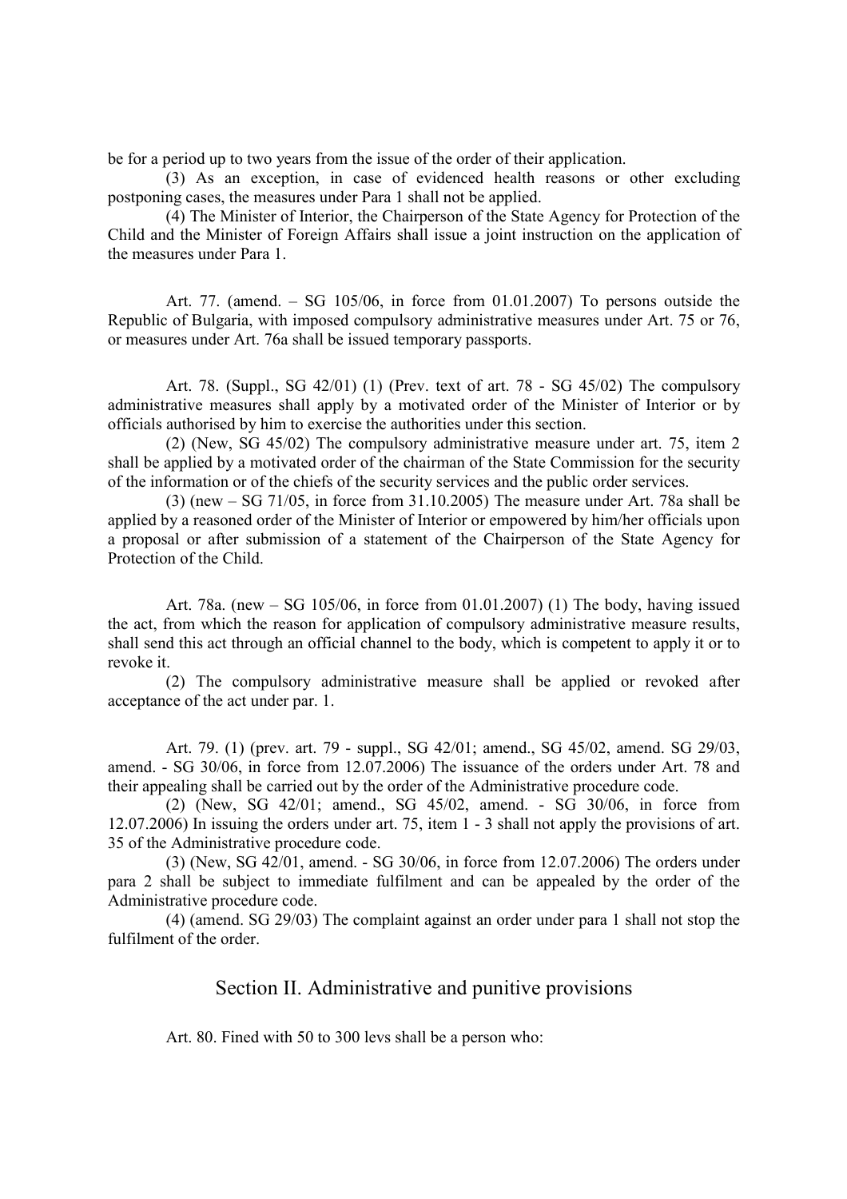be for a period up to two years from the issue of the order of their application.

(3) As an exception, in case of evidenced health reasons or other excluding postponing cases, the measures under Para 1 shall not be applied.

(4) The Minister of Interior, the Chairperson of the State Agency for Protection of the Child and the Minister of Foreign Affairs shall issue a joint instruction on the application of the measures under Para 1.

Art. 77. (amend. – SG 105/06, in force from 01.01.2007) To persons outside the Republic of Bulgaria, with imposed compulsory administrative measures under Art. 75 or 76, or measures under Art. 76a shall be issued temporary passports.

Art. 78. (Suppl., SG 42/01) (1) (Prev. text of art. 78 - SG 45/02) The compulsory administrative measures shall apply by a motivated order of the Minister of Interior or by officials authorised by him to exercise the authorities under this section.

(2) (New, SG 45/02) The compulsory administrative measure under art. 75, item 2 shall be applied by a motivated order of the chairman of the State Commission for the security of the information or of the chiefs of the security services and the public order services.

(3) (new – SG 71/05, in force from 31.10.2005) The measure under Art. 78a shall be applied by a reasoned order of the Minister of Interior or empowered by him/her officials upon a proposal or after submission of a statement of the Chairperson of the State Agency for Protection of the Child.

Art. 78a. (new – SG 105/06, in force from 01.01.2007) (1) The body, having issued the act, from which the reason for application of compulsory administrative measure results, shall send this act through an official channel to the body, which is competent to apply it or to revoke it.

(2) The compulsory administrative measure shall be applied or revoked after acceptance of the act under par. 1.

Art. 79. (1) (prev. art. 79 - suppl., SG 42/01; amend., SG 45/02, amend. SG 29/03, amend. - SG 30/06, in force from 12.07.2006) The issuance of the orders under Art. 78 and their appealing shall be carried out by the order of the Administrative procedure code.

(2) (New, SG 42/01; amend., SG 45/02, amend. - SG 30/06, in force from 12.07.2006) In issuing the orders under art. 75, item 1 - 3 shall not apply the provisions of art. 35 of the Administrative procedure code.

(3) (New, SG 42/01, amend. - SG 30/06, in force from 12.07.2006) The orders under para 2 shall be subject to immediate fulfilment and can be appealed by the order of the Administrative procedure code.

(4) (amend. SG 29/03) The complaint against an order under para 1 shall not stop the fulfilment of the order.

## Section II. Administrative and punitive provisions

Art. 80. Fined with 50 to 300 levs shall be a person who: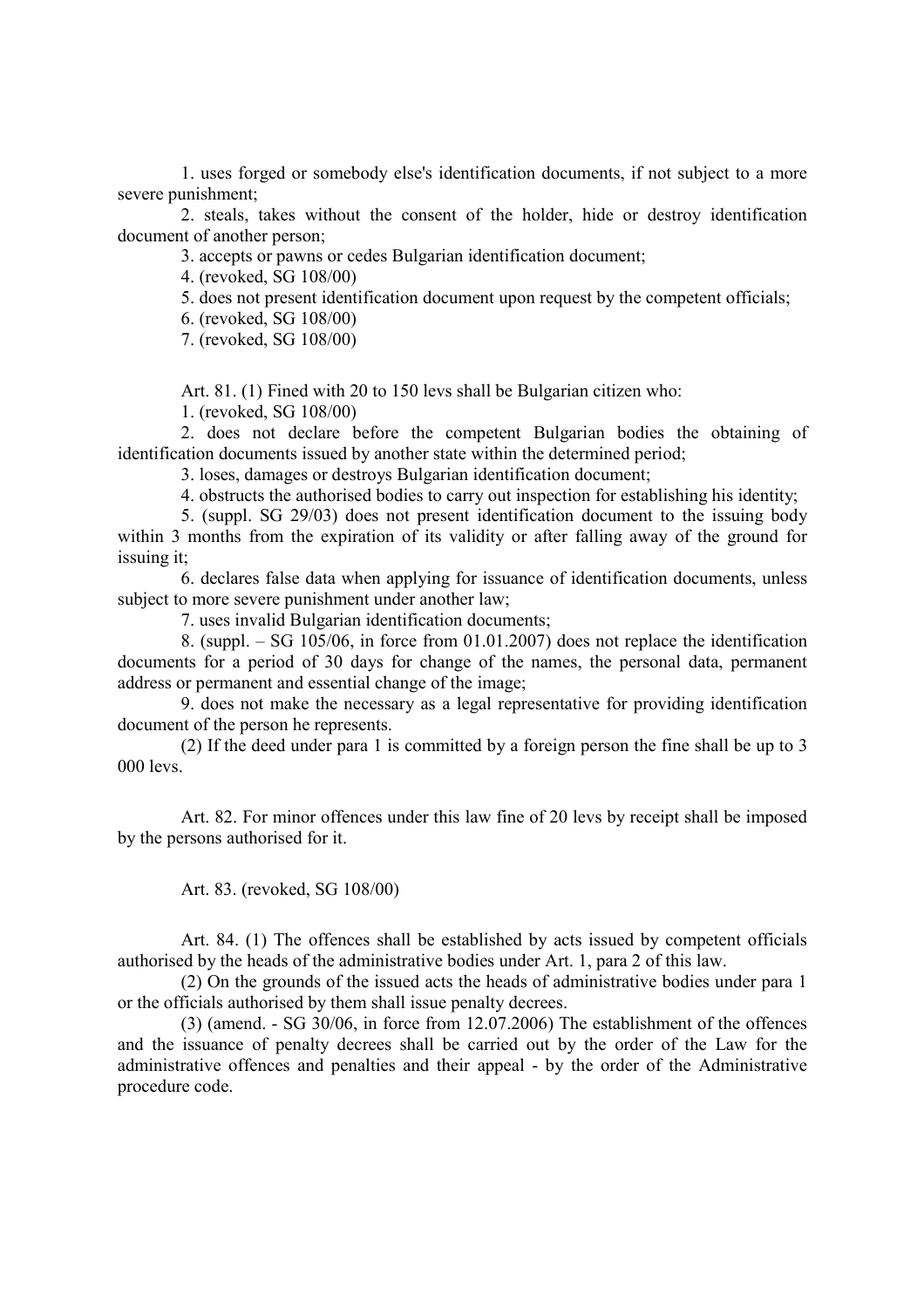1. uses forged or somebody else's identification documents, if not subject to a more severe punishment;

2. steals, takes without the consent of the holder, hide or destroy identification document of another person;

3. accepts or pawns or cedes Bulgarian identification document;

4. (revoked, SG 108/00)

5. does not present identification document upon request by the competent officials;

6. (revoked, SG 108/00)

7. (revoked, SG 108/00)

Art. 81. (1) Fined with 20 to 150 levs shall be Bulgarian citizen who:

1. (revoked, SG 108/00)

2. does not declare before the competent Bulgarian bodies the obtaining of identification documents issued by another state within the determined period;

3. loses, damages or destroys Bulgarian identification document;

4. obstructs the authorised bodies to carry out inspection for establishing his identity;

5. (suppl. SG 29/03) does not present identification document to the issuing body within 3 months from the expiration of its validity or after falling away of the ground for issuing it;

6. declares false data when applying for issuance of identification documents, unless subject to more severe punishment under another law;

7. uses invalid Bulgarian identification documents;

8. (suppl. – SG 105/06, in force from 01.01.2007) does not replace the identification documents for a period of 30 days for change of the names, the personal data, permanent address or permanent and essential change of the image;

9. does not make the necessary as a legal representative for providing identification document of the person he represents.

(2) If the deed under para 1 is committed by a foreign person the fine shall be up to 3 000 levs.

Art. 82. For minor offences under this law fine of 20 levs by receipt shall be imposed by the persons authorised for it.

Art. 83. (revoked, SG 108/00)

Art. 84. (1) The offences shall be established by acts issued by competent officials authorised by the heads of the administrative bodies under Art. 1, para 2 of this law.

(2) On the grounds of the issued acts the heads of administrative bodies under para 1 or the officials authorised by them shall issue penalty decrees.

(3) (amend. - SG 30/06, in force from 12.07.2006) The establishment of the offences and the issuance of penalty decrees shall be carried out by the order of the Law for the administrative offences and penalties and their appeal - by the order of the Administrative procedure code.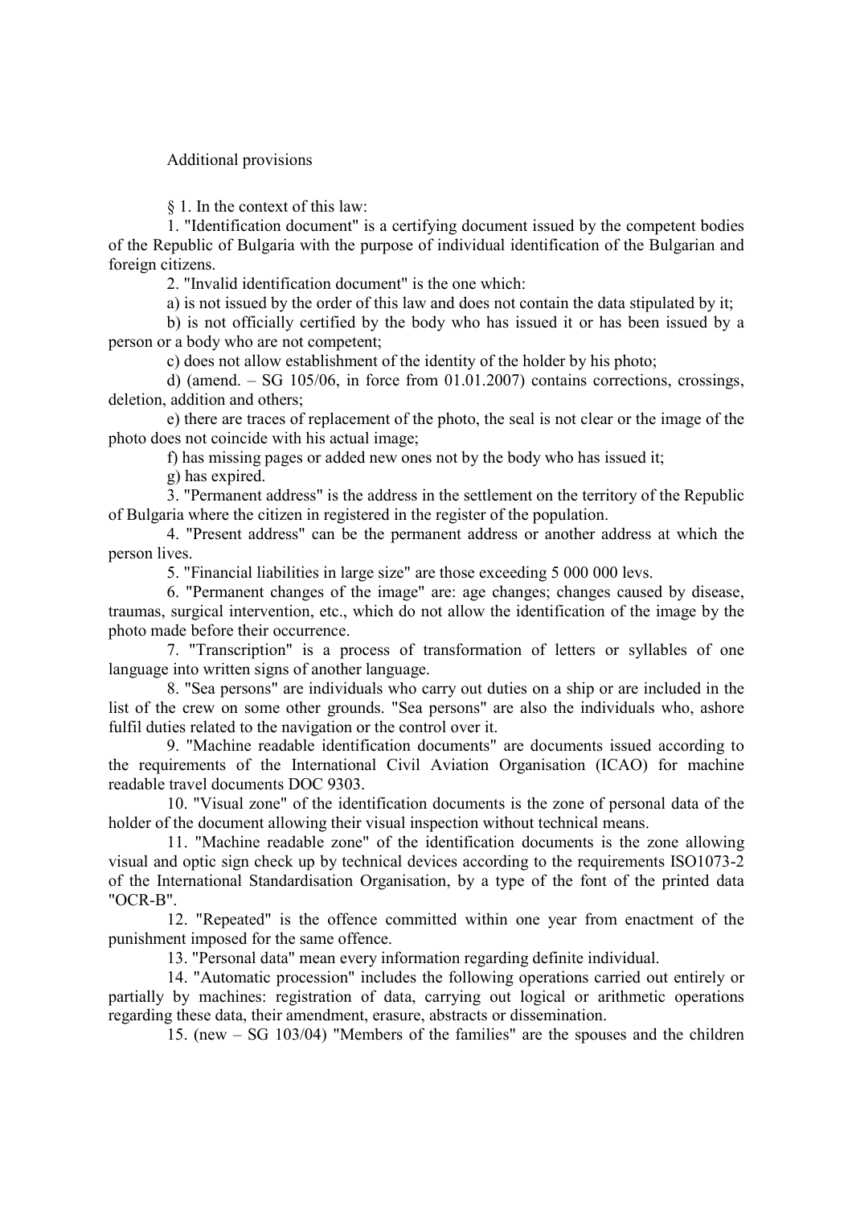Additional provisions

§ 1. In the context of this law:

1. "Identification document" is a certifying document issued by the competent bodies of the Republic of Bulgaria with the purpose of individual identification of the Bulgarian and foreign citizens.

2. "Invalid identification document" is the one which:

a) is not issued by the order of this law and does not contain the data stipulated by it;

b) is not officially certified by the body who has issued it or has been issued by a person or a body who are not competent;

c) does not allow establishment of the identity of the holder by his photo;

d) (amend. – SG 105/06, in force from 01.01.2007) contains corrections, crossings, deletion, addition and others;

e) there are traces of replacement of the photo, the seal is not clear or the image of the photo does not coincide with his actual image;

f) has missing pages or added new ones not by the body who has issued it;

g) has expired.

3. "Permanent address" is the address in the settlement on the territory of the Republic of Bulgaria where the citizen in registered in the register of the population.

4. "Present address" can be the permanent address or another address at which the person lives.

5. "Financial liabilities in large size" are those exceeding 5 000 000 levs.

6. "Permanent changes of the image" are: age changes; changes caused by disease, traumas, surgical intervention, etc., which do not allow the identification of the image by the photo made before their occurrence.

7. "Transcription" is a process of transformation of letters or syllables of one language into written signs of another language.

8. "Sea persons" are individuals who carry out duties on a ship or are included in the list of the crew on some other grounds. "Sea persons" are also the individuals who, ashore fulfil duties related to the navigation or the control over it.

9. "Machine readable identification documents" are documents issued according to the requirements of the International Civil Aviation Organisation (ICAO) for machine readable travel documents DOC 9303.

10. "Visual zone" of the identification documents is the zone of personal data of the holder of the document allowing their visual inspection without technical means.

11. "Machine readable zone" of the identification documents is the zone allowing visual and optic sign check up by technical devices according to the requirements ISO1073-2 of the International Standardisation Organisation, by a type of the font of the printed data "OCR-B".

12. "Repeated" is the offence committed within one year from enactment of the punishment imposed for the same offence.

13. "Personal data" mean every information regarding definite individual.

14. "Automatic procession" includes the following operations carried out entirely or partially by machines: registration of data, carrying out logical or arithmetic operations regarding these data, their amendment, erasure, abstracts or dissemination.

15. (new – SG 103/04) "Members of the families" are the spouses and the children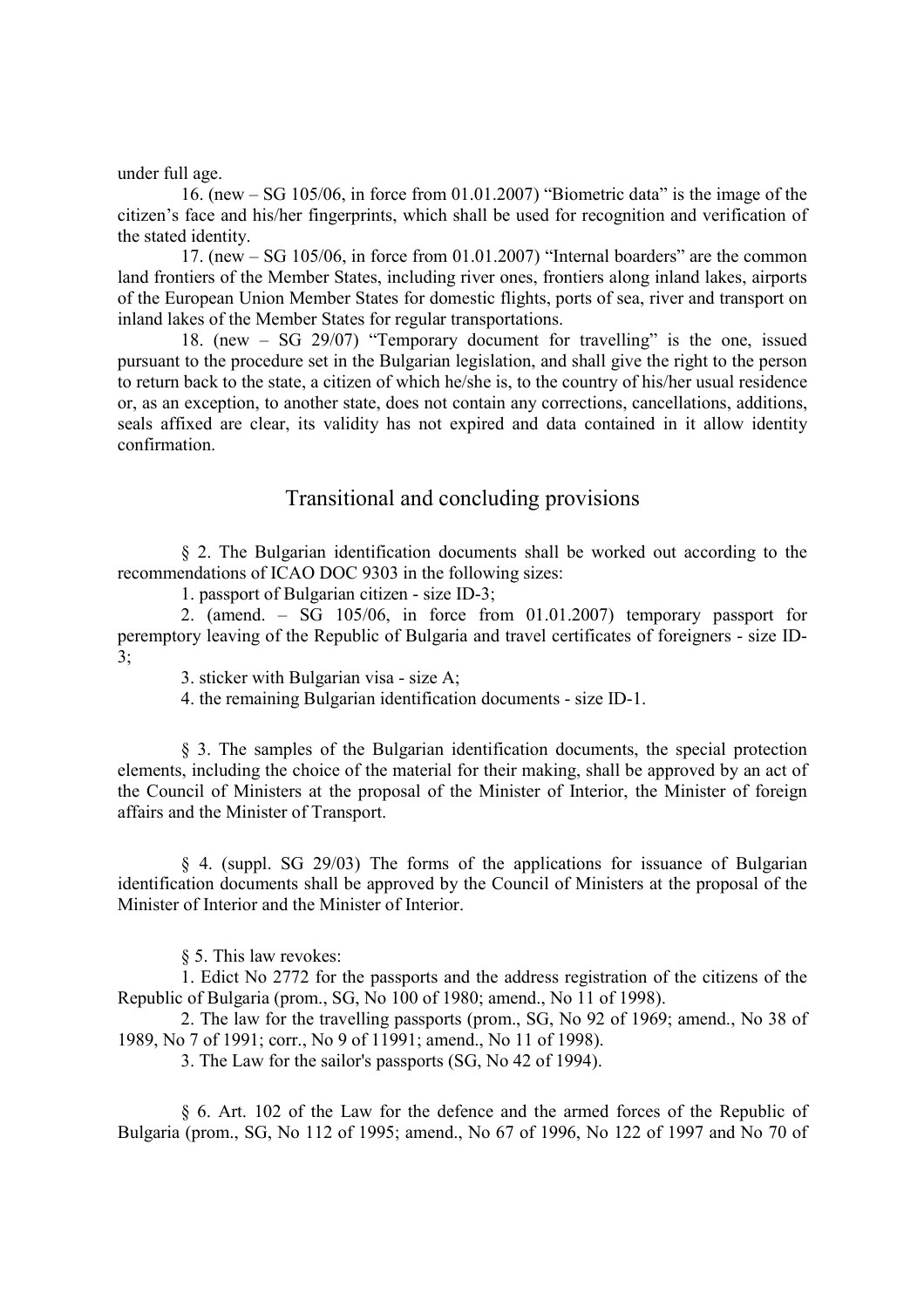under full age.

16. (new – SG 105/06, in force from 01.01.2007) "Biometric data" is the image of the citizen's face and his/her fingerprints, which shall be used for recognition and verification of the stated identity.

17. (new – SG 105/06, in force from 01.01.2007) "Internal boarders" are the common land frontiers of the Member States, including river ones, frontiers along inland lakes, airports of the European Union Member States for domestic flights, ports of sea, river and transport on inland lakes of the Member States for regular transportations.

18. (new – SG 29/07) "Temporary document for travelling" is the one, issued pursuant to the procedure set in the Bulgarian legislation, and shall give the right to the person to return back to the state, a citizen of which he/she is, to the country of his/her usual residence or, as an exception, to another state, does not contain any corrections, cancellations, additions, seals affixed are clear, its validity has not expired and data contained in it allow identity confirmation.

## Transitional and concluding provisions

§ 2. The Bulgarian identification documents shall be worked out according to the recommendations of ICAO DOC 9303 in the following sizes:

1. passport of Bulgarian citizen - size ID-3;
2. (amend. – SG 105/06, in force from 01.01.2007) temporary passport for peremptory leaving of the Republic of Bulgaria and travel certificates of foreigners - size ID-3;
3. sticker with Bulgarian visa - size A;
4. the remaining Bulgarian identification documents - size ID-1.

§ 3. The samples of the Bulgarian identification documents, the special protection elements, including the choice of the material for their making, shall be approved by an act of the Council of Ministers at the proposal of the Minister of Interior, the Minister of foreign affairs and the Minister of Transport.

§ 4. (suppl. SG 29/03) The forms of the applications for issuance of Bulgarian identification documents shall be approved by the Council of Ministers at the proposal of the Minister of Interior and the Minister of Interior.

§ 5. This law revokes:

1. Edict No 2772 for the passports and the address registration of the citizens of the Republic of Bulgaria (prom., SG, No 100 of 1980; amend., No 11 of 1998).
2. The law for the travelling passports (prom., SG, No 92 of 1969; amend., No 38 of 1989, No 7 of 1991; corr., No 9 of 11991; amend., No 11 of 1998).
3. The Law for the sailor's passports (SG, No 42 of 1994).

§ 6. Art. 102 of the Law for the defence and the armed forces of the Republic of Bulgaria (prom., SG, No 112 of 1995; amend., No 67 of 1996, No 122 of 1997 and No 70 of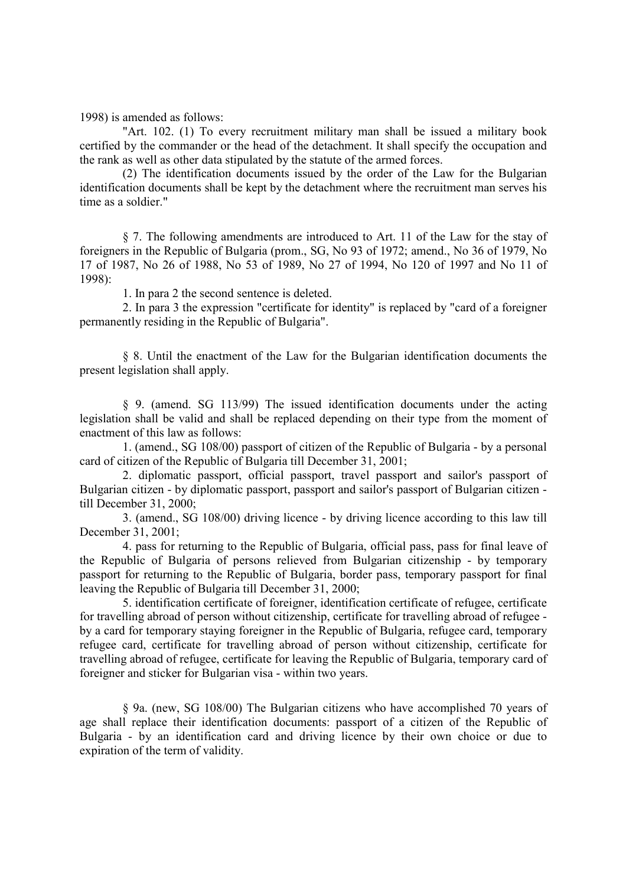1998) is amended as follows:

"Art. 102. (1) To every recruitment military man shall be issued a military book certified by the commander or the head of the detachment. It shall specify the occupation and the rank as well as other data stipulated by the statute of the armed forces.

(2) The identification documents issued by the order of the Law for the Bulgarian identification documents shall be kept by the detachment where the recruitment man serves his time as a soldier."

§ 7. The following amendments are introduced to Art. 11 of the Law for the stay of foreigners in the Republic of Bulgaria (prom., SG, No 93 of 1972; amend., No 36 of 1979, No 17 of 1987, No 26 of 1988, No 53 of 1989, No 27 of 1994, No 120 of 1997 and No 11 of 1998):

1. In para 2 the second sentence is deleted.

2. In para 3 the expression "certificate for identity" is replaced by "card of a foreigner permanently residing in the Republic of Bulgaria".

§ 8. Until the enactment of the Law for the Bulgarian identification documents the present legislation shall apply.

§ 9. (amend. SG 113/99) The issued identification documents under the acting legislation shall be valid and shall be replaced depending on their type from the moment of enactment of this law as follows:

1. (amend., SG 108/00) passport of citizen of the Republic of Bulgaria - by a personal card of citizen of the Republic of Bulgaria till December 31, 2001;

2. diplomatic passport, official passport, travel passport and sailor's passport of Bulgarian citizen - by diplomatic passport, passport and sailor's passport of Bulgarian citizen - till December 31, 2000;

3. (amend., SG 108/00) driving licence - by driving licence according to this law till December 31, 2001;

4. pass for returning to the Republic of Bulgaria, official pass, pass for final leave of the Republic of Bulgaria of persons relieved from Bulgarian citizenship - by temporary passport for returning to the Republic of Bulgaria, border pass, temporary passport for final leaving the Republic of Bulgaria till December 31, 2000;

5. identification certificate of foreigner, identification certificate of refugee, certificate for travelling abroad of person without citizenship, certificate for travelling abroad of refugee - by a card for temporary staying foreigner in the Republic of Bulgaria, refugee card, temporary refugee card, certificate for travelling abroad of person without citizenship, certificate for travelling abroad of refugee, certificate for leaving the Republic of Bulgaria, temporary card of foreigner and sticker for Bulgarian visa - within two years.

§ 9a. (new, SG 108/00) The Bulgarian citizens who have accomplished 70 years of age shall replace their identification documents: passport of a citizen of the Republic of Bulgaria - by an identification card and driving licence by their own choice or due to expiration of the term of validity.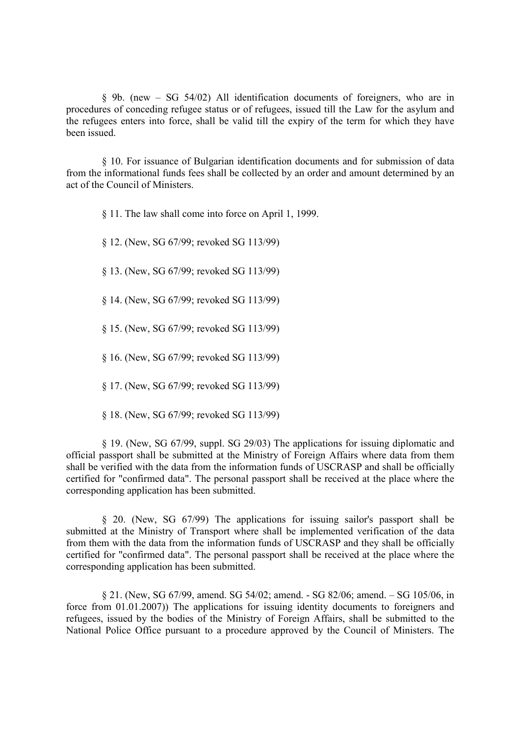§ 9b. (new – SG 54/02) All identification documents of foreigners, who are in procedures of conceding refugee status or of refugees, issued till the Law for the asylum and the refugees enters into force, shall be valid till the expiry of the term for which they have been issued.

§ 10. For issuance of Bulgarian identification documents and for submission of data from the informational funds fees shall be collected by an order and amount determined by an act of the Council of Ministers.

§ 11. The law shall come into force on April 1, 1999.

§ 12. (New, SG 67/99; revoked SG 113/99)

§ 13. (New, SG 67/99; revoked SG 113/99)

§ 14. (New, SG 67/99; revoked SG 113/99)

§ 15. (New, SG 67/99; revoked SG 113/99)

§ 16. (New, SG 67/99; revoked SG 113/99)

§ 17. (New, SG 67/99; revoked SG 113/99)

§ 18. (New, SG 67/99; revoked SG 113/99)

§ 19. (New, SG 67/99, suppl. SG 29/03) The applications for issuing diplomatic and official passport shall be submitted at the Ministry of Foreign Affairs where data from them shall be verified with the data from the information funds of USCRASP and shall be officially certified for "confirmed data". The personal passport shall be received at the place where the corresponding application has been submitted.

§ 20. (New, SG 67/99) The applications for issuing sailor's passport shall be submitted at the Ministry of Transport where shall be implemented verification of the data from them with the data from the information funds of USCRASP and they shall be officially certified for "confirmed data". The personal passport shall be received at the place where the corresponding application has been submitted.

§ 21. (New, SG 67/99, amend. SG 54/02; amend. - SG 82/06; amend. – SG 105/06, in force from 01.01.2007)) The applications for issuing identity documents to foreigners and refugees, issued by the bodies of the Ministry of Foreign Affairs, shall be submitted to the National Police Office pursuant to a procedure approved by the Council of Ministers. The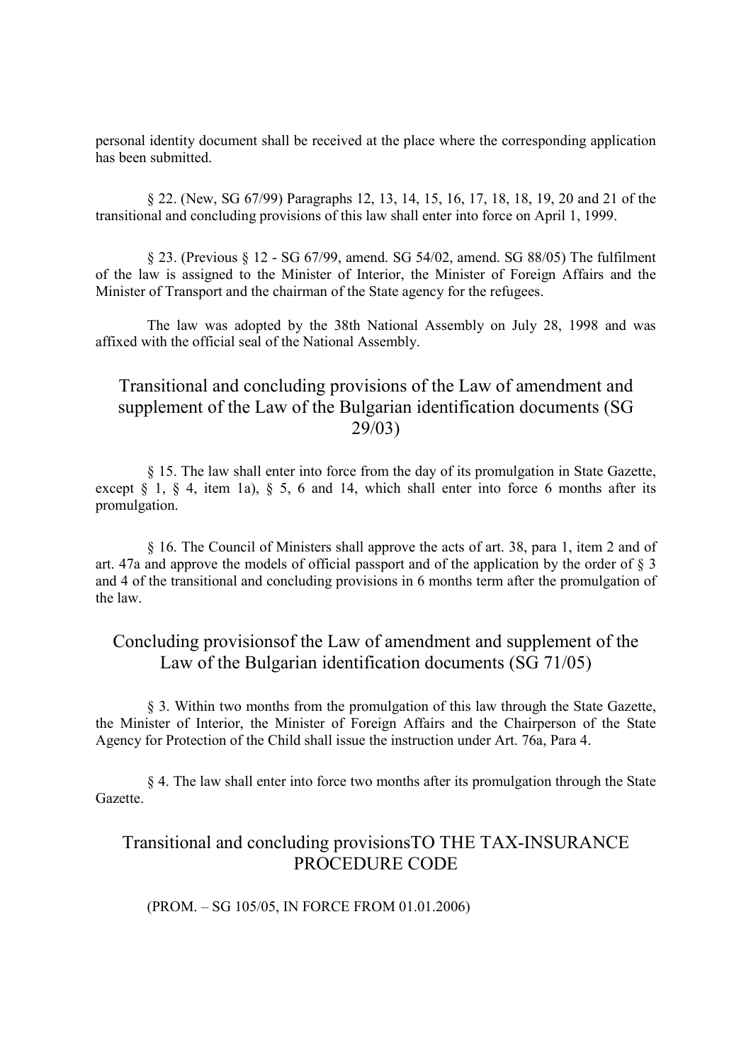personal identity document shall be received at the place where the corresponding application has been submitted.

§ 22. (New, SG 67/99) Paragraphs 12, 13, 14, 15, 16, 17, 18, 18, 19, 20 and 21 of the transitional and concluding provisions of this law shall enter into force on April 1, 1999.

§ 23. (Previous § 12 - SG 67/99, amend. SG 54/02, amend. SG 88/05) The fulfilment of the law is assigned to the Minister of Interior, the Minister of Foreign Affairs and the Minister of Transport and the chairman of the State agency for the refugees.

The law was adopted by the 38th National Assembly on July 28, 1998 and was affixed with the official seal of the National Assembly.

## Transitional and concluding provisions of the Law of amendment and supplement of the Law of the Bulgarian identification documents (SG 29/03)

§ 15. The law shall enter into force from the day of its promulgation in State Gazette, except § 1, § 4, item 1a), § 5, 6 and 14, which shall enter into force 6 months after its promulgation.

§ 16. The Council of Ministers shall approve the acts of art. 38, para 1, item 2 and of art. 47a and approve the models of official passport and of the application by the order of § 3 and 4 of the transitional and concluding provisions in 6 months term after the promulgation of the law.

## Concluding provisionsof the Law of amendment and supplement of the Law of the Bulgarian identification documents (SG 71/05)

§ 3. Within two months from the promulgation of this law through the State Gazette, the Minister of Interior, the Minister of Foreign Affairs and the Chairperson of the State Agency for Protection of the Child shall issue the instruction under Art. 76a, Para 4.

§ 4. The law shall enter into force two months after its promulgation through the State Gazette.

## Transitional and concluding provisionsTO THE TAX-INSURANCE PROCEDURE CODE

(PROM. – SG 105/05, IN FORCE FROM 01.01.2006)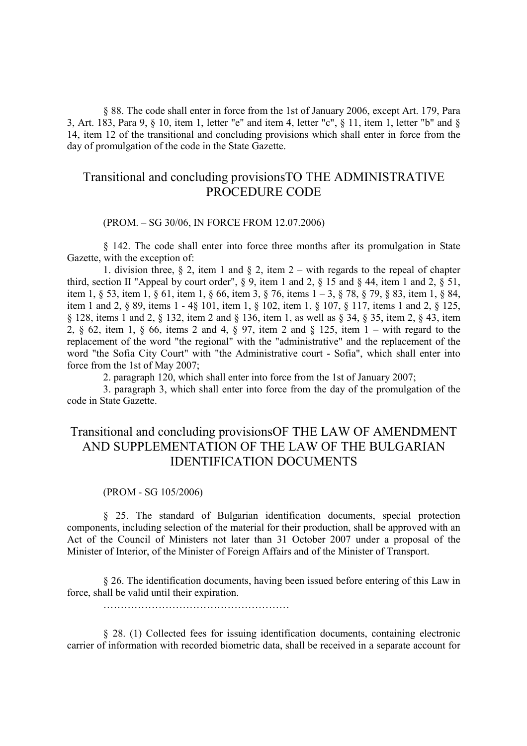§ 88. The code shall enter in force from the 1st of January 2006, except Art. 179, Para 3, Art. 183, Para 9, § 10, item 1, letter "e" and item 4, letter "c", § 11, item 1, letter "b" and § 14, item 12 of the transitional and concluding provisions which shall enter in force from the day of promulgation of the code in the State Gazette.

## Transitional and concluding provisionsTO THE ADMINISTRATIVE PROCEDURE CODE

(PROM. – SG 30/06, IN FORCE FROM 12.07.2006)

§ 142. The code shall enter into force three months after its promulgation in State Gazette, with the exception of:

1. division three, § 2, item 1 and § 2, item 2 – with regards to the repeal of chapter third, section II "Appeal by court order", § 9, item 1 and 2, § 15 and § 44, item 1 and 2, § 51, item 1, § 53, item 1, § 61, item 1, § 66, item 3, § 76, items 1 – 3, § 78, § 79, § 83, item 1, § 84, item 1 and 2, § 89, items 1 - 4§ 101, item 1, § 102, item 1, § 107, § 117, items 1 and 2, § 125, § 128, items 1 and 2, § 132, item 2 and § 136, item 1, as well as § 34, § 35, item 2, § 43, item 2, § 62, item 1, § 66, items 2 and 4, § 97, item 2 and § 125, item 1 – with regard to the replacement of the word "the regional" with the "administrative" and the replacement of the word "the Sofia City Court" with "the Administrative court - Sofia", which shall enter into force from the 1st of May 2007;

2. paragraph 120, which shall enter into force from the 1st of January 2007;

3. paragraph 3, which shall enter into force from the day of the promulgation of the code in State Gazette.

## Transitional and concluding provisionsOF THE LAW OF AMENDMENT AND SUPPLEMENTATION OF THE LAW OF THE BULGARIAN IDENTIFICATION DOCUMENTS

(PROM - SG 105/2006)

§ 25. The standard of Bulgarian identification documents, special protection components, including selection of the material for their production, shall be approved with an Act of the Council of Ministers not later than 31 October 2007 under a proposal of the Minister of Interior, of the Minister of Foreign Affairs and of the Minister of Transport.

§ 26. The identification documents, having been issued before entering of this Law in force, shall be valid until their expiration.

………………………………………………

§ 28. (1) Collected fees for issuing identification documents, containing electronic carrier of information with recorded biometric data, shall be received in a separate account for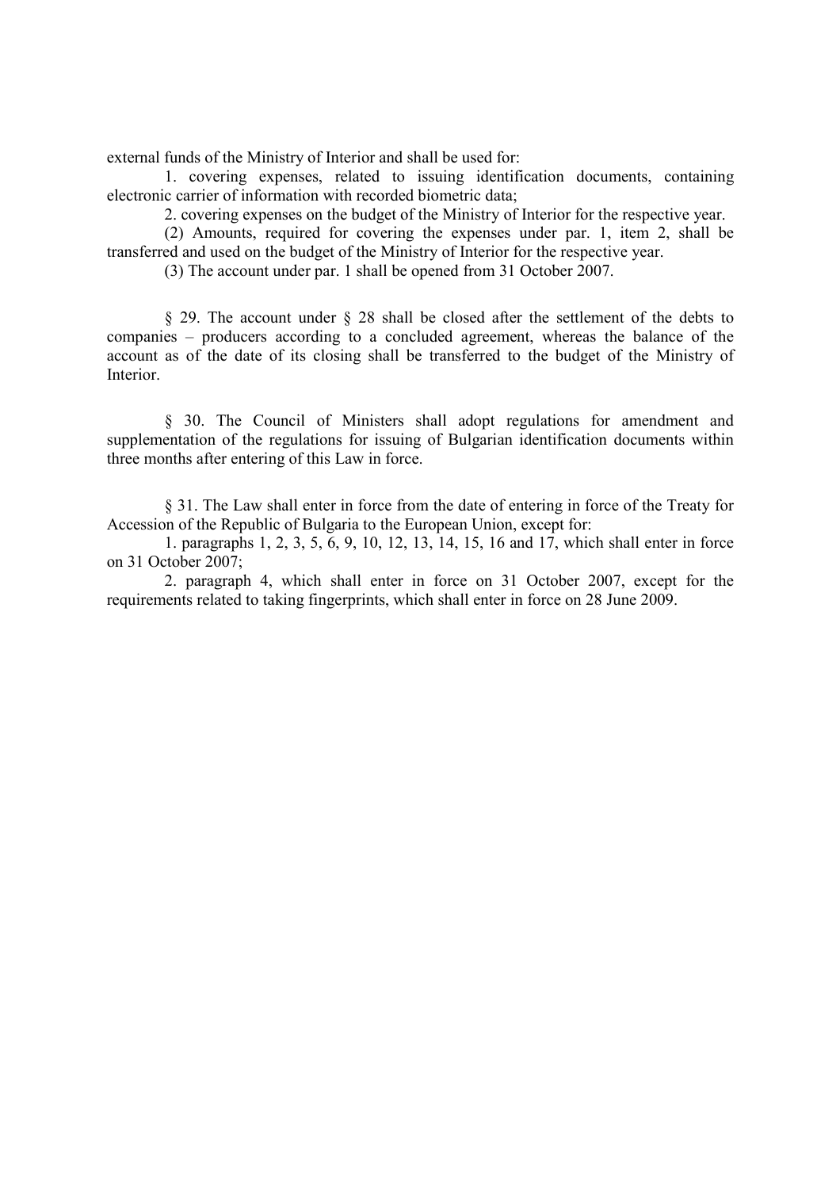external funds of the Ministry of Interior and shall be used for:

1. covering expenses, related to issuing identification documents, containing electronic carrier of information with recorded biometric data;

2. covering expenses on the budget of the Ministry of Interior for the respective year.

(2) Amounts, required for covering the expenses under par. 1, item 2, shall be transferred and used on the budget of the Ministry of Interior for the respective year.

(3) The account under par. 1 shall be opened from 31 October 2007.

§ 29. The account under § 28 shall be closed after the settlement of the debts to companies – producers according to a concluded agreement, whereas the balance of the account as of the date of its closing shall be transferred to the budget of the Ministry of Interior.

§ 30. The Council of Ministers shall adopt regulations for amendment and supplementation of the regulations for issuing of Bulgarian identification documents within three months after entering of this Law in force.

§ 31. The Law shall enter in force from the date of entering in force of the Treaty for Accession of the Republic of Bulgaria to the European Union, except for:

1. paragraphs 1, 2, 3, 5, 6, 9, 10, 12, 13, 14, 15, 16 and 17, which shall enter in force on 31 October 2007;

2. paragraph 4, which shall enter in force on 31 October 2007, except for the requirements related to taking fingerprints, which shall enter in force on 28 June 2009.